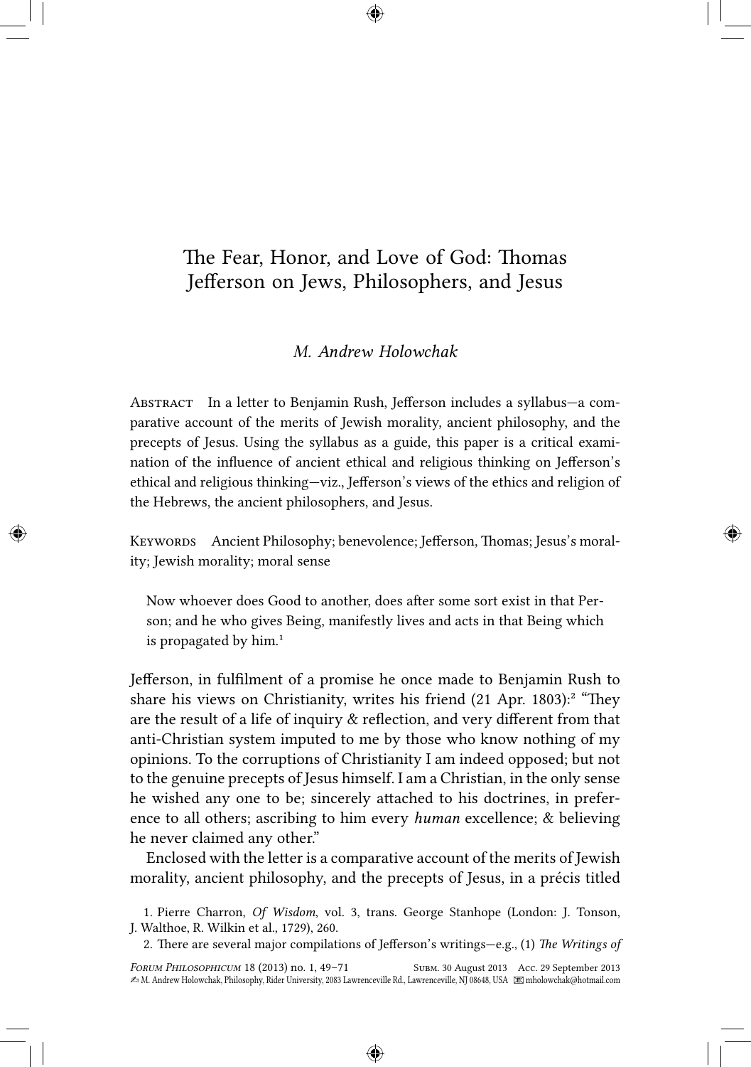# The Fear, Honor, and Love of God: Thomas Jefferson on Jews, Philosophers, and Jesus

*M. Andrew Holowchak*

Abstract In a letter to Benjamin Rush, Jefferson includes a syllabus—a comparative account of the merits of Jewish morality, ancient philosophy, and the precepts of Jesus. Using the syllabus as a guide, this paper is a critical examination of the influence of ancient ethical and religious thinking on Jefferson's ethical and religious thinking—viz., Jefferson's views of the ethics and religion of the Hebrews, the ancient philosophers, and Jesus.

Keywords Ancient Philosophy; benevolence; Jefferson, Thomas; Jesus's morality; Jewish morality; moral sense

> Now whoever does Good to another, does after some sort exist in that Person; and he who gives Being, manifestly lives and acts in that Being which is propagated by him.[1]

Jefferson, in fulfilment of a promise he once made to Benjamin Rush to share his views on Christianity, writes his friend (21 Apr. 1803):[2] "They are the result of a life of inquiry & reflection, and very different from that anti-Christian system imputed to me by those who know nothing of my opinions. To the corruptions of Christianity I am indeed opposed; but not to the genuine precepts of Jesus himself. I am a Christian, in the only sense he wished any one to be; sincerely attached to his doctrines, in preference to all others; ascribing to him every *human* excellence; & believing he never claimed any other."

Enclosed with the letter is a comparative account of the merits of Jewish morality, ancient philosophy, and the precepts of Jesus, in a précis titled

1. Pierre Charron, *Of Wisdom*, vol. 3, trans. George Stanhope (London: J. Tonson, J. Walthoe, R. Wilkin et al., 1729), 260.

2. There are several major compilations of Jefferson's writings—e.g., (1) *The Writings of*

✍ M. Andrew Holowchak, Philosophy, Rider University, 2083 Lawrenceville Rd., Lawrenceville, NJ 08648, USA ✉ mholowchak@hotmail.com

Subm. 30 August 2013 Acc. 29 September 2013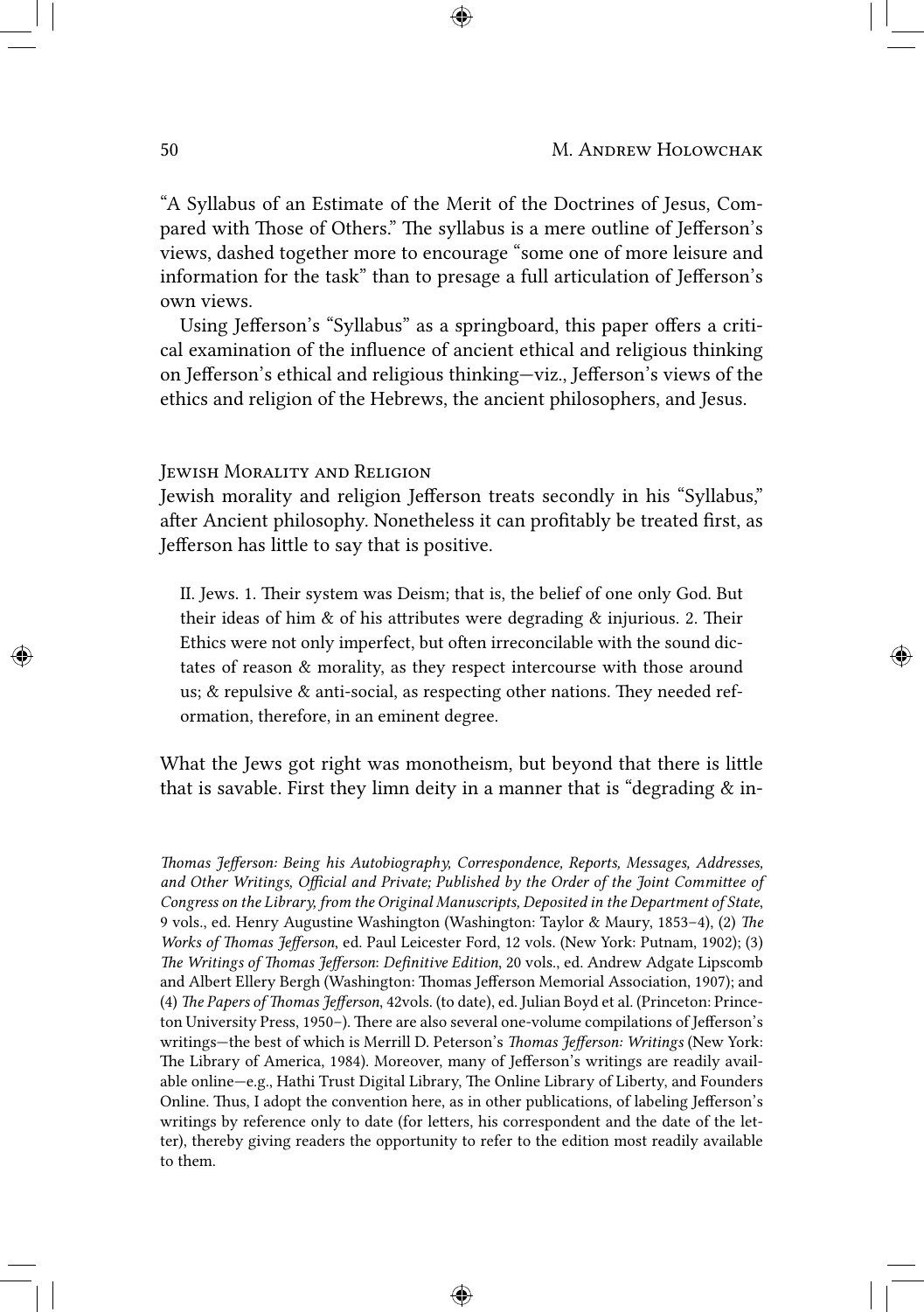"A Syllabus of an Estimate of the Merit of the Doctrines of Jesus, Compared with Those of Others." The syllabus is a mere outline of Jefferson's views, dashed together more to encourage "some one of more leisure and information for the task" than to presage a full articulation of Jefferson's own views.

Using Jefferson's "Syllabus" as a springboard, this paper offers a critical examination of the influence of ancient ethical and religious thinking on Jefferson's ethical and religious thinking—viz., Jefferson's views of the ethics and religion of the Hebrews, the ancient philosophers, and Jesus.

## Jewish Morality and Religion

Jewish morality and religion Jefferson treats secondly in his "Syllabus," after Ancient philosophy. Nonetheless it can profitably be treated first, as Jefferson has little to say that is positive.

> II. Jews. 1. Their system was Deism; that is, the belief of one only God. But their ideas of him & of his attributes were degrading & injurious. 2. Their Ethics were not only imperfect, but often irreconcilable with the sound dictates of reason & morality, as they respect intercourse with those around us; & repulsive & anti-social, as respecting other nations. They needed reformation, therefore, in an eminent degree.

What the Jews got right was monotheism, but beyond that there is little that is savable. First they limn deity in a manner that is "degrading & in-

*Thomas Jefferson: Being his Autobiography, Correspondence, Reports, Messages, Addresses, and Other Writings, Official and Private; Published by the Order of the Joint Committee of Congress on the Library, from the Original Manuscripts, Deposited in the Department of State*, 9 vols., ed. Henry Augustine Washington (Washington: Taylor & Maury, 1853–4), (2) *The Works of Thomas Jefferson*, ed. Paul Leicester Ford, 12 vols. (New York: Putnam, 1902); (3) *The Writings of Thomas Jefferson: Definitive Edition*, 20 vols., ed. Andrew Adgate Lipscomb and Albert Ellery Bergh (Washington: Thomas Jefferson Memorial Association, 1907); and (4) *The Papers of Thomas Jefferson*, 42vols. (to date), ed. Julian Boyd et al. (Princeton: Princeton University Press, 1950–). There are also several one-volume compilations of Jefferson's writings—the best of which is Merrill D. Peterson's *Thomas Jefferson: Writings* (New York: The Library of America, 1984). Moreover, many of Jefferson's writings are readily available online—e.g., Hathi Trust Digital Library, The Online Library of Liberty, and Founders Online. Thus, I adopt the convention here, as in other publications, of labeling Jefferson's writings by reference only to date (for letters, his correspondent and the date of the letter), thereby giving readers the opportunity to refer to the edition most readily available to them.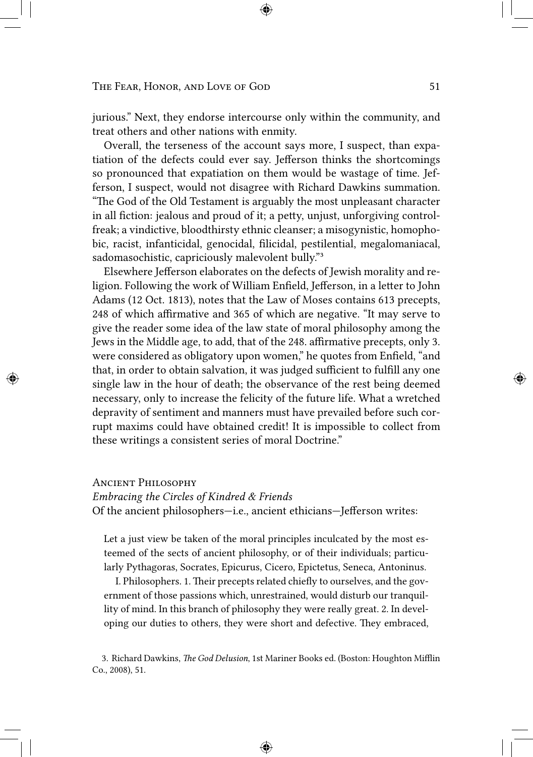jurious." Next, they endorse intercourse only within the community, and treat others and other nations with enmity.

Overall, the terseness of the account says more, I suspect, than expatiation of the defects could ever say. Jefferson thinks the shortcomings so pronounced that expatiation on them would be wastage of time. Jefferson, I suspect, would not disagree with Richard Dawkins summation. "The God of the Old Testament is arguably the most unpleasant character in all fiction: jealous and proud of it; a petty, unjust, unforgiving control-freak; a vindictive, bloodthirsty ethnic cleanser; a misogynistic, homophobic, racist, infanticidal, genocidal, filicidal, pestilential, megalomaniacal, sadomasochistic, capriciously malevolent bully."[3]

Elsewhere Jefferson elaborates on the defects of Jewish morality and religion. Following the work of William Enfield, Jefferson, in a letter to John Adams (12 Oct. 1813), notes that the Law of Moses contains 613 precepts, 248 of which affirmative and 365 of which are negative. "It may serve to give the reader some idea of the law state of moral philosophy among the Jews in the Middle age, to add, that of the 248. affirmative precepts, only 3. were considered as obligatory upon women," he quotes from Enfield, "and that, in order to obtain salvation, it was judged sufficient to fulfill any one single law in the hour of death; the observance of the rest being deemed necessary, only to increase the felicity of the future life. What a wretched depravity of sentiment and manners must have prevailed before such corrupt maxims could have obtained credit! It is impossible to collect from these writings a consistent series of moral Doctrine."

## Ancient Philosophy

### *Embracing the Circles of Kindred & Friends*

Of the ancient philosophers—i.e., ancient ethicians—Jefferson writes:

> Let a just view be taken of the moral principles inculcated by the most esteemed of the sects of ancient philosophy, or of their individuals; particularly Pythagoras, Socrates, Epicurus, Cicero, Epictetus, Seneca, Antoninus.
>
> I. Philosophers. 1. Their precepts related chiefly to ourselves, and the government of those passions which, unrestrained, would disturb our tranquillity of mind. In this branch of philosophy they were really great. 2. In developing our duties to others, they were short and defective. They embraced,

3. Richard Dawkins, *The God Delusion*, 1st Mariner Books ed. (Boston: Houghton Mifflin Co., 2008), 51.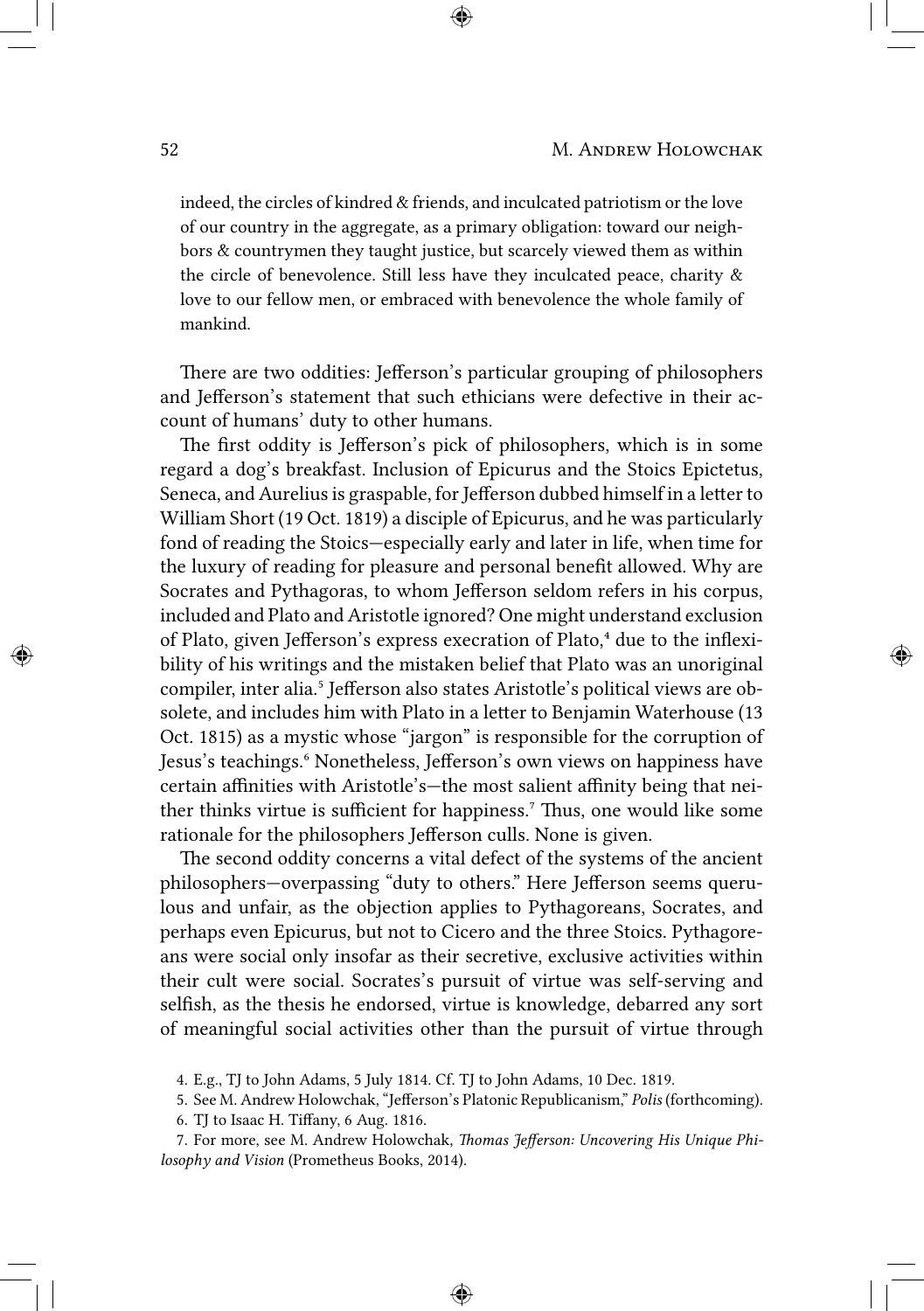> indeed, the circles of kindred & friends, and inculcated patriotism or the love of our country in the aggregate, as a primary obligation: toward our neighbors & countrymen they taught justice, but scarcely viewed them as within the circle of benevolence. Still less have they inculcated peace, charity & love to our fellow men, or embraced with benevolence the whole family of mankind.

There are two oddities: Jefferson's particular grouping of philosophers and Jefferson's statement that such ethicians were defective in their account of humans' duty to other humans.

The first oddity is Jefferson's pick of philosophers, which is in some regard a dog's breakfast. Inclusion of Epicurus and the Stoics Epictetus, Seneca, and Aurelius is graspable, for Jefferson dubbed himself in a letter to William Short (19 Oct. 1819) a disciple of Epicurus, and he was particularly fond of reading the Stoics—especially early and later in life, when time for the luxury of reading for pleasure and personal benefit allowed. Why are Socrates and Pythagoras, to whom Jefferson seldom refers in his corpus, included and Plato and Aristotle ignored? One might understand exclusion of Plato, given Jefferson's express execration of Plato,[4] due to the inflexibility of his writings and the mistaken belief that Plato was an unoriginal compiler, inter alia.[5] Jefferson also states Aristotle's political views are obsolete, and includes him with Plato in a letter to Benjamin Waterhouse (13 Oct. 1815) as a mystic whose "jargon" is responsible for the corruption of Jesus's teachings.[6] Nonetheless, Jefferson's own views on happiness have certain affinities with Aristotle's—the most salient affinity being that neither thinks virtue is sufficient for happiness.[7] Thus, one would like some rationale for the philosophers Jefferson culls. None is given.

The second oddity concerns a vital defect of the systems of the ancient philosophers—overpassing "duty to others." Here Jefferson seems querulous and unfair, as the objection applies to Pythagoreans, Socrates, and perhaps even Epicurus, but not to Cicero and the three Stoics. Pythagoreans were social only insofar as their secretive, exclusive activities within their cult were social. Socrates's pursuit of virtue was self-serving and selfish, as the thesis he endorsed, virtue is knowledge, debarred any sort of meaningful social activities other than the pursuit of virtue through

4. E.g., TJ to John Adams, 5 July 1814. Cf. TJ to John Adams, 10 Dec. 1819.

5. See M. Andrew Holowchak, "Jefferson's Platonic Republicanism," *Polis* (forthcoming).

6. TJ to Isaac H. Tiffany, 6 Aug. 1816.

7. For more, see M. Andrew Holowchak, *Thomas Jefferson: Uncovering His Unique Philosophy and Vision* (Prometheus Books, 2014).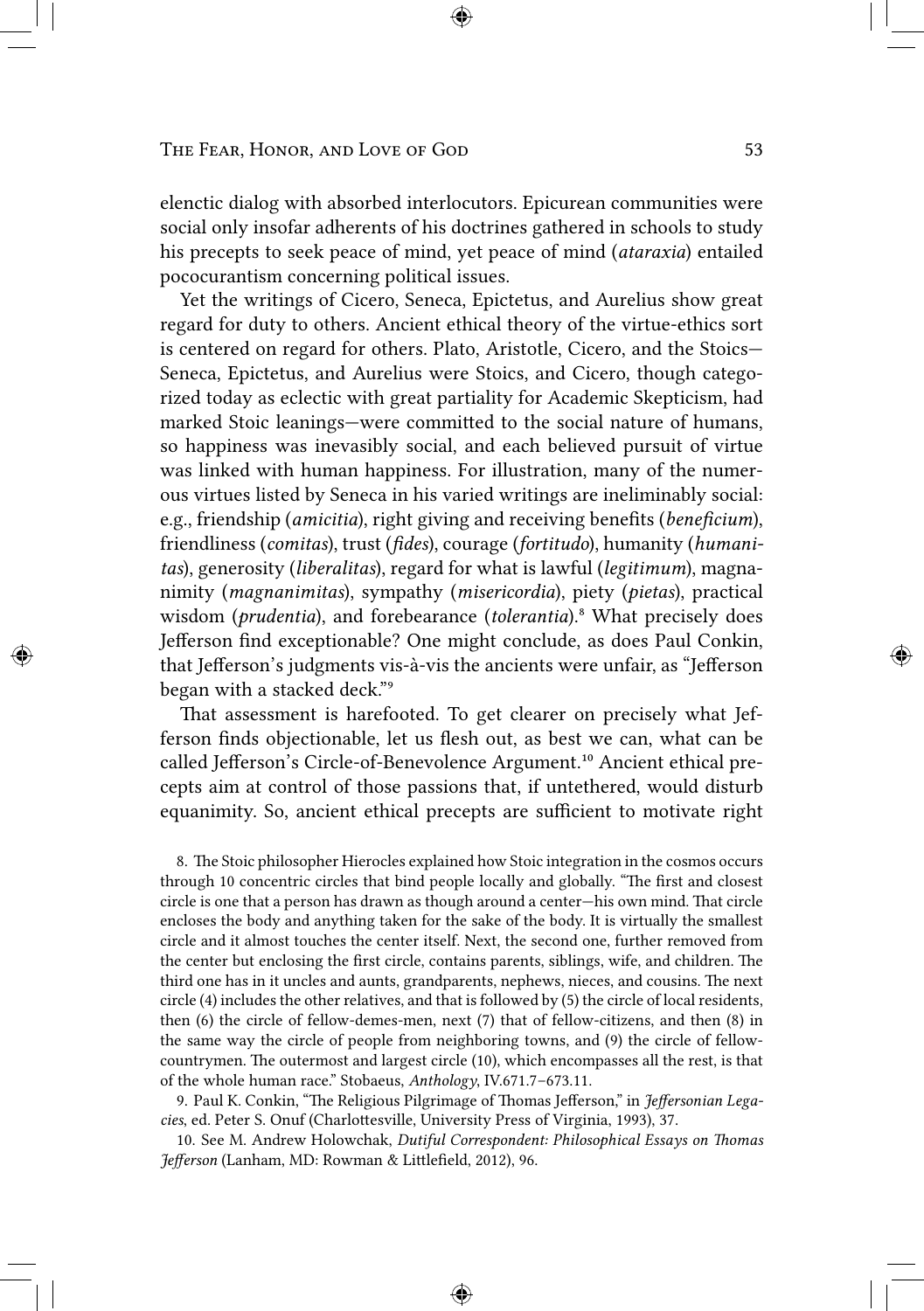elenctic dialog with absorbed interlocutors. Epicurean communities were social only insofar adherents of his doctrines gathered in schools to study his precepts to seek peace of mind, yet peace of mind (*ataraxia*) entailed pococurantism concerning political issues.

Yet the writings of Cicero, Seneca, Epictetus, and Aurelius show great regard for duty to others. Ancient ethical theory of the virtue-ethics sort is centered on regard for others. Plato, Aristotle, Cicero, and the Stoics—Seneca, Epictetus, and Aurelius were Stoics, and Cicero, though categorized today as eclectic with great partiality for Academic Skepticism, had marked Stoic leanings—were committed to the social nature of humans, so happiness was inevasibly social, and each believed pursuit of virtue was linked with human happiness. For illustration, many of the numerous virtues listed by Seneca in his varied writings are ineliminably social: e.g., friendship (*amicitia*), right giving and receiving benefits (*beneficium*), friendliness (*comitas*), trust (*fides*), courage (*fortitudo*), humanity (*humanitas*), generosity (*liberalitas*), regard for what is lawful (*legitimum*), magnanimity (*magnanimitas*), sympathy (*misericordia*), piety (*pietas*), practical wisdom (*prudentia*), and forebearance (*tolerantia*).[8] What precisely does Jefferson find exceptionable? One might conclude, as does Paul Conkin, that Jefferson's judgments vis-à-vis the ancients were unfair, as "Jefferson began with a stacked deck."[9]

That assessment is harefooted. To get clearer on precisely what Jefferson finds objectionable, let us flesh out, as best we can, what can be called Jefferson's Circle-of-Benevolence Argument.[10] Ancient ethical precepts aim at control of those passions that, if untethered, would disturb equanimity. So, ancient ethical precepts are sufficient to motivate right

8. The Stoic philosopher Hierocles explained how Stoic integration in the cosmos occurs through 10 concentric circles that bind people locally and globally. "The first and closest circle is one that a person has drawn as though around a center—his own mind. That circle encloses the body and anything taken for the sake of the body. It is virtually the smallest circle and it almost touches the center itself. Next, the second one, further removed from the center but enclosing the first circle, contains parents, siblings, wife, and children. The third one has in it uncles and aunts, grandparents, nephews, nieces, and cousins. The next circle (4) includes the other relatives, and that is followed by (5) the circle of local residents, then (6) the circle of fellow-demes-men, next (7) that of fellow-citizens, and then (8) in the same way the circle of people from neighboring towns, and (9) the circle of fellow-countrymen. The outermost and largest circle (10), which encompasses all the rest, is that of the whole human race." Stobaeus, *Anthology*, IV.671.7–673.11.

9. Paul K. Conkin, "The Religious Pilgrimage of Thomas Jefferson," in *Jeffersonian Legacies*, ed. Peter S. Onuf (Charlottesville, University Press of Virginia, 1993), 37.

10. See M. Andrew Holowchak, *Dutiful Correspondent: Philosophical Essays on Thomas Jefferson* (Lanham, MD: Rowman & Littlefield, 2012), 96.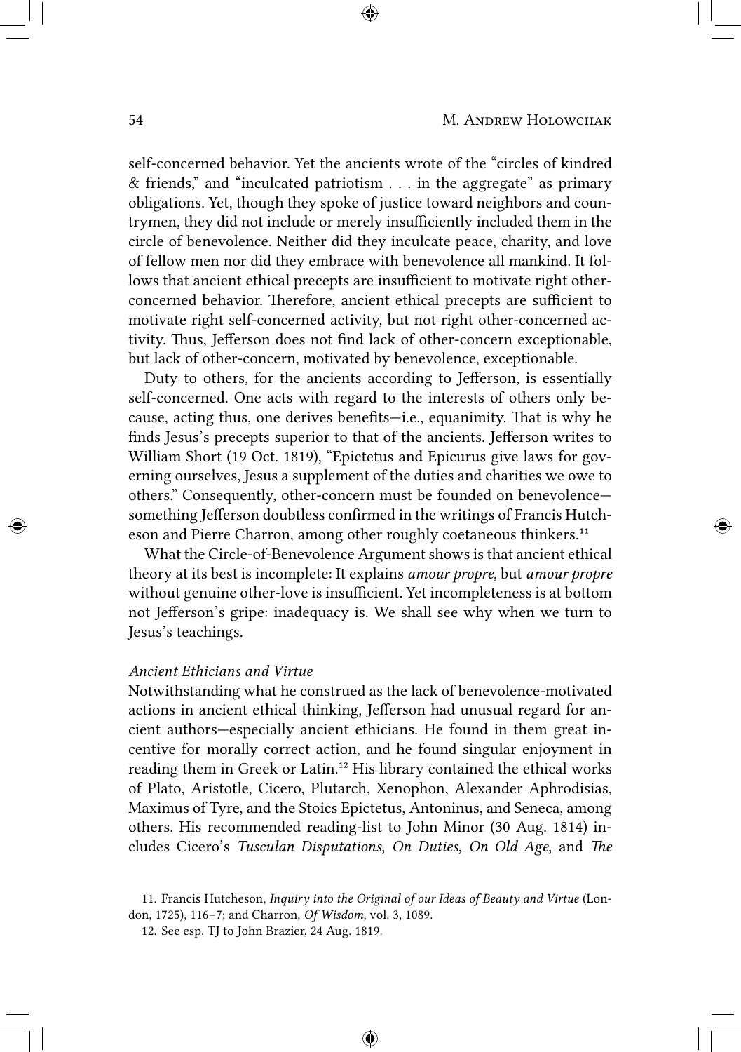self-concerned behavior. Yet the ancients wrote of the "circles of kindred & friends," and "inculcated patriotism . . . in the aggregate" as primary obligations. Yet, though they spoke of justice toward neighbors and countrymen, they did not include or merely insufficiently included them in the circle of benevolence. Neither did they inculcate peace, charity, and love of fellow men nor did they embrace with benevolence all mankind. It follows that ancient ethical precepts are insufficient to motivate right other-concerned behavior. Therefore, ancient ethical precepts are sufficient to motivate right self-concerned activity, but not right other-concerned activity. Thus, Jefferson does not find lack of other-concern exceptionable, but lack of other-concern, motivated by benevolence, exceptionable.

Duty to others, for the ancients according to Jefferson, is essentially self-concerned. One acts with regard to the interests of others only because, acting thus, one derives benefits—i.e., equanimity. That is why he finds Jesus's precepts superior to that of the ancients. Jefferson writes to William Short (19 Oct. 1819), "Epictetus and Epicurus give laws for governing ourselves, Jesus a supplement of the duties and charities we owe to others." Consequently, other-concern must be founded on benevolence—something Jefferson doubtless confirmed in the writings of Francis Hutcheson and Pierre Charron, among other roughly coetaneous thinkers.[11]

What the Circle-of-Benevolence Argument shows is that ancient ethical theory at its best is incomplete: It explains *amour propre*, but *amour propre* without genuine other-love is insufficient. Yet incompleteness is at bottom not Jefferson's gripe: inadequacy is. We shall see why when we turn to Jesus's teachings.

### *Ancient Ethicians and Virtue*

Notwithstanding what he construed as the lack of benevolence-motivated actions in ancient ethical thinking, Jefferson had unusual regard for ancient authors—especially ancient ethicians. He found in them great incentive for morally correct action, and he found singular enjoyment in reading them in Greek or Latin.[12] His library contained the ethical works of Plato, Aristotle, Cicero, Plutarch, Xenophon, Alexander Aphrodisias, Maximus of Tyre, and the Stoics Epictetus, Antoninus, and Seneca, among others. His recommended reading-list to John Minor (30 Aug. 1814) includes Cicero's *Tusculan Disputations*, *On Duties*, *On Old Age*, and *The*

11. Francis Hutcheson, *Inquiry into the Original of our Ideas of Beauty and Virtue* (London, 1725), 116–7; and Charron, *Of Wisdom*, vol. 3, 1089.

12. See esp. TJ to John Brazier, 24 Aug. 1819.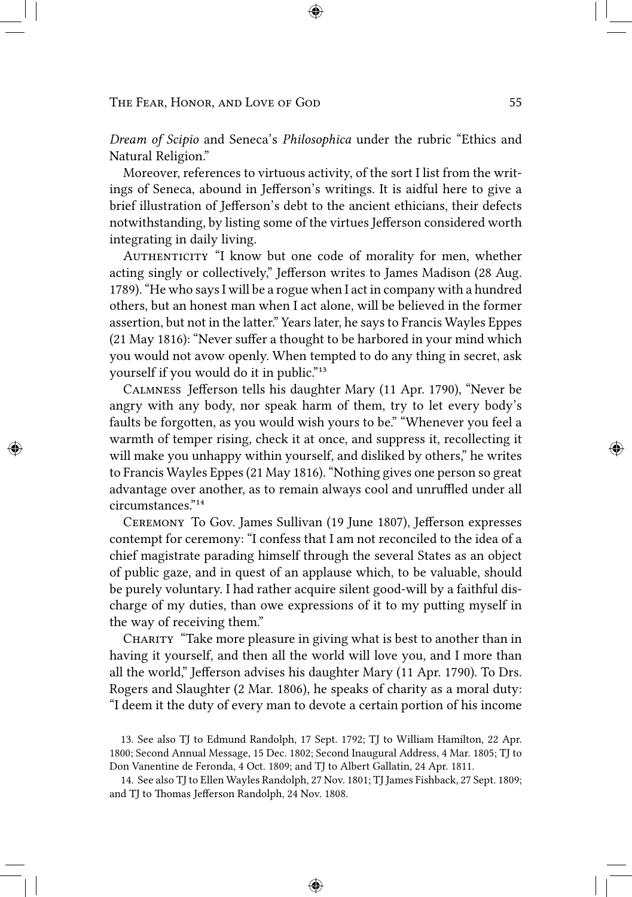*Dream of Scipio* and Seneca's *Philosophica* under the rubric "Ethics and Natural Religion."

Moreover, references to virtuous activity, of the sort I list from the writings of Seneca, abound in Jefferson's writings. It is aidful here to give a brief illustration of Jefferson's debt to the ancient ethicians, their defects notwithstanding, by listing some of the virtues Jefferson considered worth integrating in daily living.

Authenticity "I know but one code of morality for men, whether acting singly or collectively," Jefferson writes to James Madison (28 Aug. 1789). "He who says I will be a rogue when I act in company with a hundred others, but an honest man when I act alone, will be believed in the former assertion, but not in the latter." Years later, he says to Francis Wayles Eppes (21 May 1816): "Never suffer a thought to be harbored in your mind which you would not avow openly. When tempted to do any thing in secret, ask yourself if you would do it in public."[13]

Calmness Jefferson tells his daughter Mary (11 Apr. 1790), "Never be angry with any body, nor speak harm of them, try to let every body's faults be forgotten, as you would wish yours to be." "Whenever you feel a warmth of temper rising, check it at once, and suppress it, recollecting it will make you unhappy within yourself, and disliked by others," he writes to Francis Wayles Eppes (21 May 1816). "Nothing gives one person so great advantage over another, as to remain always cool and unruffled under all circumstances."[14]

Ceremony To Gov. James Sullivan (19 June 1807), Jefferson expresses contempt for ceremony: "I confess that I am not reconciled to the idea of a chief magistrate parading himself through the several States as an object of public gaze, and in quest of an applause which, to be valuable, should be purely voluntary. I had rather acquire silent good-will by a faithful discharge of my duties, than owe expressions of it to my putting myself in the way of receiving them."

Charity "Take more pleasure in giving what is best to another than in having it yourself, and then all the world will love you, and I more than all the world," Jefferson advises his daughter Mary (11 Apr. 1790). To Drs. Rogers and Slaughter (2 Mar. 1806), he speaks of charity as a moral duty: "I deem it the duty of every man to devote a certain portion of his income

13. See also TJ to Edmund Randolph, 17 Sept. 1792; TJ to William Hamilton, 22 Apr. 1800; Second Annual Message, 15 Dec. 1802; Second Inaugural Address, 4 Mar. 1805; TJ to Don Vanentine de Feronda, 4 Oct. 1809; and TJ to Albert Gallatin, 24 Apr. 1811.

14. See also TJ to Ellen Wayles Randolph, 27 Nov. 1801; TJ James Fishback, 27 Sept. 1809; and TJ to Thomas Jefferson Randolph, 24 Nov. 1808.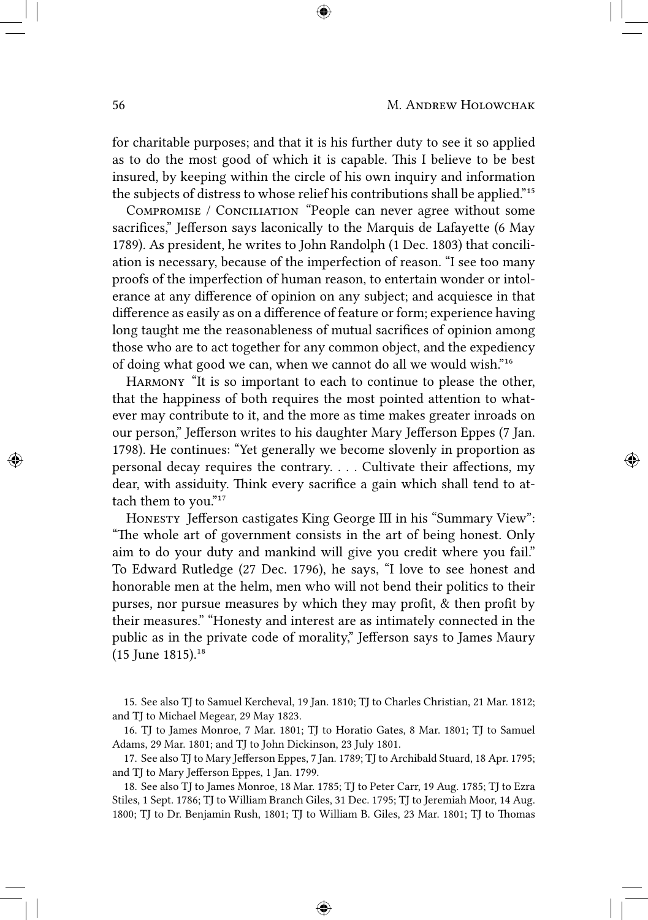for charitable purposes; and that it is his further duty to see it so applied as to do the most good of which it is capable. This I believe to be best insured, by keeping within the circle of his own inquiry and information the subjects of distress to whose relief his contributions shall be applied."[15]

Compromise / Conciliation "People can never agree without some sacrifices," Jefferson says laconically to the Marquis de Lafayette (6 May 1789). As president, he writes to John Randolph (1 Dec. 1803) that conciliation is necessary, because of the imperfection of reason. "I see too many proofs of the imperfection of human reason, to entertain wonder or intolerance at any difference of opinion on any subject; and acquiesce in that difference as easily as on a difference of feature or form; experience having long taught me the reasonableness of mutual sacrifices of opinion among those who are to act together for any common object, and the expediency of doing what good we can, when we cannot do all we would wish."[16]

Harmony "It is so important to each to continue to please the other, that the happiness of both requires the most pointed attention to whatever may contribute to it, and the more as time makes greater inroads on our person," Jefferson writes to his daughter Mary Jefferson Eppes (7 Jan. 1798). He continues: "Yet generally we become slovenly in proportion as personal decay requires the contrary. . . . Cultivate their affections, my dear, with assiduity. Think every sacrifice a gain which shall tend to attach them to you."[17]

Honesty Jefferson castigates King George III in his "Summary View": "The whole art of government consists in the art of being honest. Only aim to do your duty and mankind will give you credit where you fail." To Edward Rutledge (27 Dec. 1796), he says, "I love to see honest and honorable men at the helm, men who will not bend their politics to their purses, nor pursue measures by which they may profit, & then profit by their measures." "Honesty and interest are as intimately connected in the public as in the private code of morality," Jefferson says to James Maury (15 June 1815).[18]

15. See also TJ to Samuel Kercheval, 19 Jan. 1810; TJ to Charles Christian, 21 Mar. 1812; and TJ to Michael Megear, 29 May 1823.

16. TJ to James Monroe, 7 Mar. 1801; TJ to Horatio Gates, 8 Mar. 1801; TJ to Samuel Adams, 29 Mar. 1801; and TJ to John Dickinson, 23 July 1801.

17. See also TJ to Mary Jefferson Eppes, 7 Jan. 1789; TJ to Archibald Stuard, 18 Apr. 1795; and TJ to Mary Jefferson Eppes, 1 Jan. 1799.

18. See also TJ to James Monroe, 18 Mar. 1785; TJ to Peter Carr, 19 Aug. 1785; TJ to Ezra Stiles, 1 Sept. 1786; TJ to William Branch Giles, 31 Dec. 1795; TJ to Jeremiah Moor, 14 Aug. 1800; TJ to Dr. Benjamin Rush, 1801; TJ to William B. Giles, 23 Mar. 1801; TJ to Thomas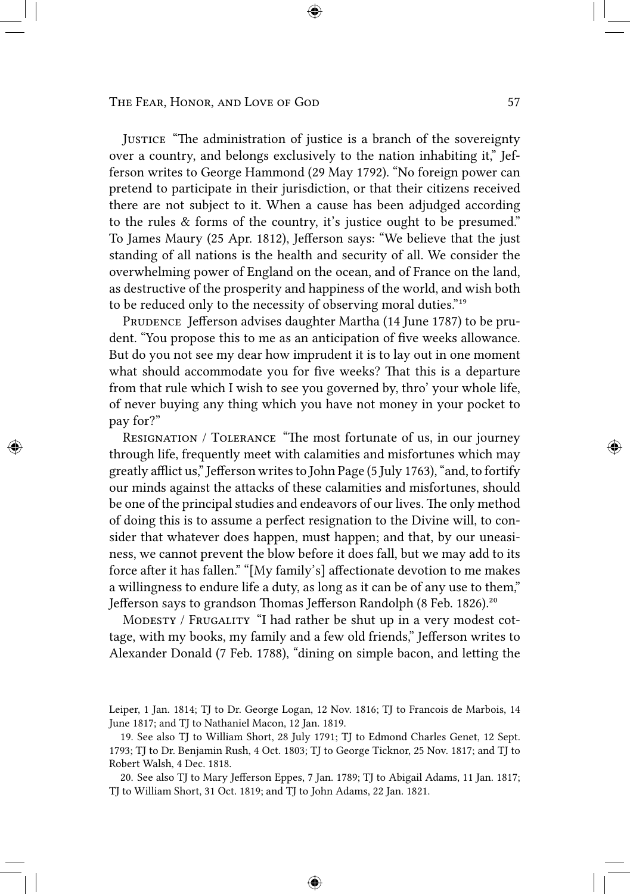Justice "The administration of justice is a branch of the sovereignty over a country, and belongs exclusively to the nation inhabiting it," Jefferson writes to George Hammond (29 May 1792). "No foreign power can pretend to participate in their jurisdiction, or that their citizens received there are not subject to it. When a cause has been adjudged according to the rules & forms of the country, it's justice ought to be presumed." To James Maury (25 Apr. 1812), Jefferson says: "We believe that the just standing of all nations is the health and security of all. We consider the overwhelming power of England on the ocean, and of France on the land, as destructive of the prosperity and happiness of the world, and wish both to be reduced only to the necessity of observing moral duties."[19]

Prudence Jefferson advises daughter Martha (14 June 1787) to be prudent. "You propose this to me as an anticipation of five weeks allowance. But do you not see my dear how imprudent it is to lay out in one moment what should accommodate you for five weeks? That this is a departure from that rule which I wish to see you governed by, thro' your whole life, of never buying any thing which you have not money in your pocket to pay for?"

Resignation / Tolerance "The most fortunate of us, in our journey through life, frequently meet with calamities and misfortunes which may greatly afflict us," Jefferson writes to John Page (5 July 1763), "and, to fortify our minds against the attacks of these calamities and misfortunes, should be one of the principal studies and endeavors of our lives. The only method of doing this is to assume a perfect resignation to the Divine will, to consider that whatever does happen, must happen; and that, by our uneasiness, we cannot prevent the blow before it does fall, but we may add to its force after it has fallen." "[My family's] affectionate devotion to me makes a willingness to endure life a duty, as long as it can be of any use to them," Jefferson says to grandson Thomas Jefferson Randolph (8 Feb. 1826).[20]

Modesty / Frugality "I had rather be shut up in a very modest cottage, with my books, my family and a few old friends," Jefferson writes to Alexander Donald (7 Feb. 1788), "dining on simple bacon, and letting the

---

Leiper, 1 Jan. 1814; TJ to Dr. George Logan, 12 Nov. 1816; TJ to Francois de Marbois, 14 June 1817; and TJ to Nathaniel Macon, 12 Jan. 1819.

19. See also TJ to William Short, 28 July 1791; TJ to Edmond Charles Genet, 12 Sept. 1793; TJ to Dr. Benjamin Rush, 4 Oct. 1803; TJ to George Ticknor, 25 Nov. 1817; and TJ to Robert Walsh, 4 Dec. 1818.

20. See also TJ to Mary Jefferson Eppes, 7 Jan. 1789; TJ to Abigail Adams, 11 Jan. 1817; TJ to William Short, 31 Oct. 1819; and TJ to John Adams, 22 Jan. 1821.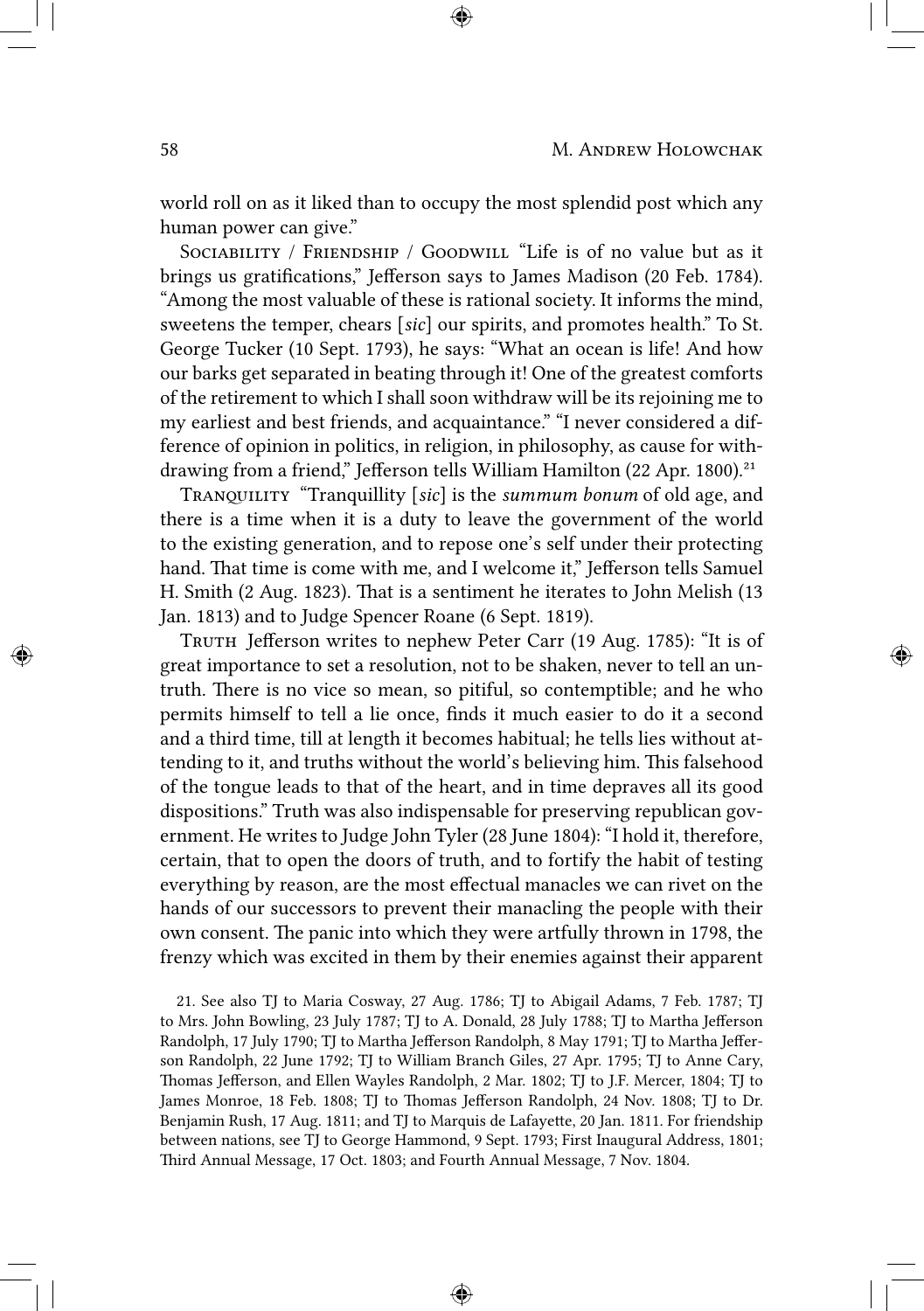world roll on as it liked than to occupy the most splendid post which any human power can give."

Sociability / Friendship / Goodwill "Life is of no value but as it brings us gratifications," Jefferson says to James Madison (20 Feb. 1784). "Among the most valuable of these is rational society. It informs the mind, sweetens the temper, chears [*sic*] our spirits, and promotes health." To St. George Tucker (10 Sept. 1793), he says: "What an ocean is life! And how our barks get separated in beating through it! One of the greatest comforts of the retirement to which I shall soon withdraw will be its rejoining me to my earliest and best friends, and acquaintance." "I never considered a difference of opinion in politics, in religion, in philosophy, as cause for withdrawing from a friend," Jefferson tells William Hamilton (22 Apr. 1800).[21]

Tranquility "Tranquillity [*sic*] is the *summum bonum* of old age, and there is a time when it is a duty to leave the government of the world to the existing generation, and to repose one's self under their protecting hand. That time is come with me, and I welcome it," Jefferson tells Samuel H. Smith (2 Aug. 1823). That is a sentiment he iterates to John Melish (13 Jan. 1813) and to Judge Spencer Roane (6 Sept. 1819).

Truth Jefferson writes to nephew Peter Carr (19 Aug. 1785): "It is of great importance to set a resolution, not to be shaken, never to tell an untruth. There is no vice so mean, so pitiful, so contemptible; and he who permits himself to tell a lie once, finds it much easier to do it a second and a third time, till at length it becomes habitual; he tells lies without attending to it, and truths without the world's believing him. This falsehood of the tongue leads to that of the heart, and in time depraves all its good dispositions." Truth was also indispensable for preserving republican government. He writes to Judge John Tyler (28 June 1804): "I hold it, therefore, certain, that to open the doors of truth, and to fortify the habit of testing everything by reason, are the most effectual manacles we can rivet on the hands of our successors to prevent their manacling the people with their own consent. The panic into which they were artfully thrown in 1798, the frenzy which was excited in them by their enemies against their apparent

21. See also TJ to Maria Cosway, 27 Aug. 1786; TJ to Abigail Adams, 7 Feb. 1787; TJ to Mrs. John Bowling, 23 July 1787; TJ to A. Donald, 28 July 1788; TJ to Martha Jefferson Randolph, 17 July 1790; TJ to Martha Jefferson Randolph, 8 May 1791; TJ to Martha Jefferson Randolph, 22 June 1792; TJ to William Branch Giles, 27 Apr. 1795; TJ to Anne Cary, Thomas Jefferson, and Ellen Wayles Randolph, 2 Mar. 1802; TJ to J.F. Mercer, 1804; TJ to James Monroe, 18 Feb. 1808; TJ to Thomas Jefferson Randolph, 24 Nov. 1808; TJ to Dr. Benjamin Rush, 17 Aug. 1811; and TJ to Marquis de Lafayette, 20 Jan. 1811. For friendship between nations, see TJ to George Hammond, 9 Sept. 1793; First Inaugural Address, 1801; Third Annual Message, 17 Oct. 1803; and Fourth Annual Message, 7 Nov. 1804.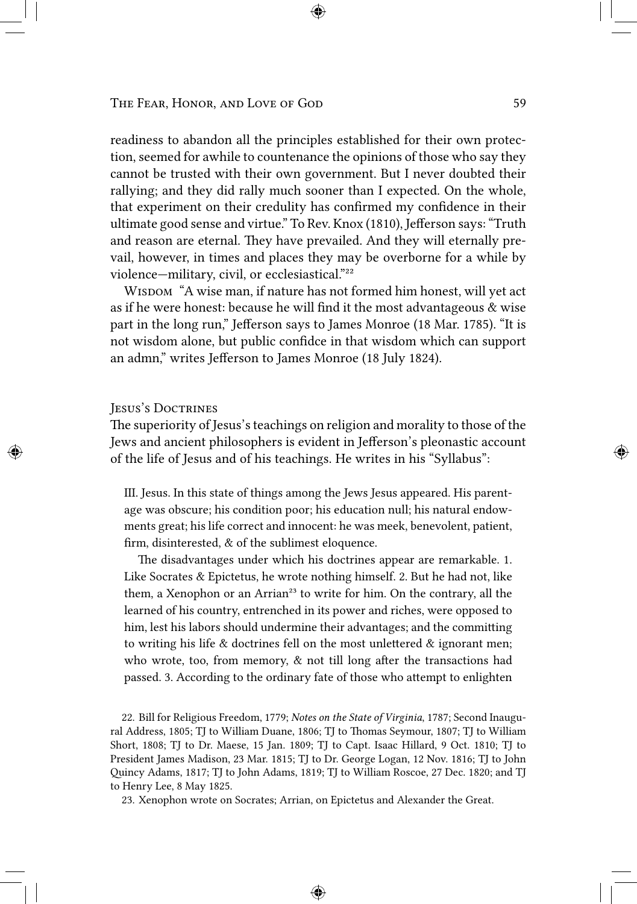readiness to abandon all the principles established for their own protection, seemed for awhile to countenance the opinions of those who say they cannot be trusted with their own government. But I never doubted their rallying; and they did rally much sooner than I expected. On the whole, that experiment on their credulity has confirmed my confidence in their ultimate good sense and virtue." To Rev. Knox (1810), Jefferson says: "Truth and reason are eternal. They have prevailed. And they will eternally prevail, however, in times and places they may be overborne for a while by violence—military, civil, or ecclesiastical."[22]

Wisdom "A wise man, if nature has not formed him honest, will yet act as if he were honest: because he will find it the most advantageous & wise part in the long run," Jefferson says to James Monroe (18 Mar. 1785). "It is not wisdom alone, but public confidce in that wisdom which can support an admn," writes Jefferson to James Monroe (18 July 1824).

## Jesus's Doctrines

The superiority of Jesus's teachings on religion and morality to those of the Jews and ancient philosophers is evident in Jefferson's pleonastic account of the life of Jesus and of his teachings. He writes in his "Syllabus":

> III. Jesus. In this state of things among the Jews Jesus appeared. His parentage was obscure; his condition poor; his education null; his natural endowments great; his life correct and innocent: he was meek, benevolent, patient, firm, disinterested, & of the sublimest eloquence.
>
> The disadvantages under which his doctrines appear are remarkable. 1. Like Socrates & Epictetus, he wrote nothing himself. 2. But he had not, like them, a Xenophon or an Arrian[23] to write for him. On the contrary, all the learned of his country, entrenched in its power and riches, were opposed to him, lest his labors should undermine their advantages; and the committing to writing his life & doctrines fell on the most unlettered & ignorant men; who wrote, too, from memory, & not till long after the transactions had passed. 3. According to the ordinary fate of those who attempt to enlighten

22. Bill for Religious Freedom, 1779; *Notes on the State of Virginia*, 1787; Second Inaugural Address, 1805; TJ to William Duane, 1806; TJ to Thomas Seymour, 1807; TJ to William Short, 1808; TJ to Dr. Maese, 15 Jan. 1809; TJ to Capt. Isaac Hillard, 9 Oct. 1810; TJ to President James Madison, 23 Mar. 1815; TJ to Dr. George Logan, 12 Nov. 1816; TJ to John Quincy Adams, 1817; TJ to John Adams, 1819; TJ to William Roscoe, 27 Dec. 1820; and TJ to Henry Lee, 8 May 1825.

23. Xenophon wrote on Socrates; Arrian, on Epictetus and Alexander the Great.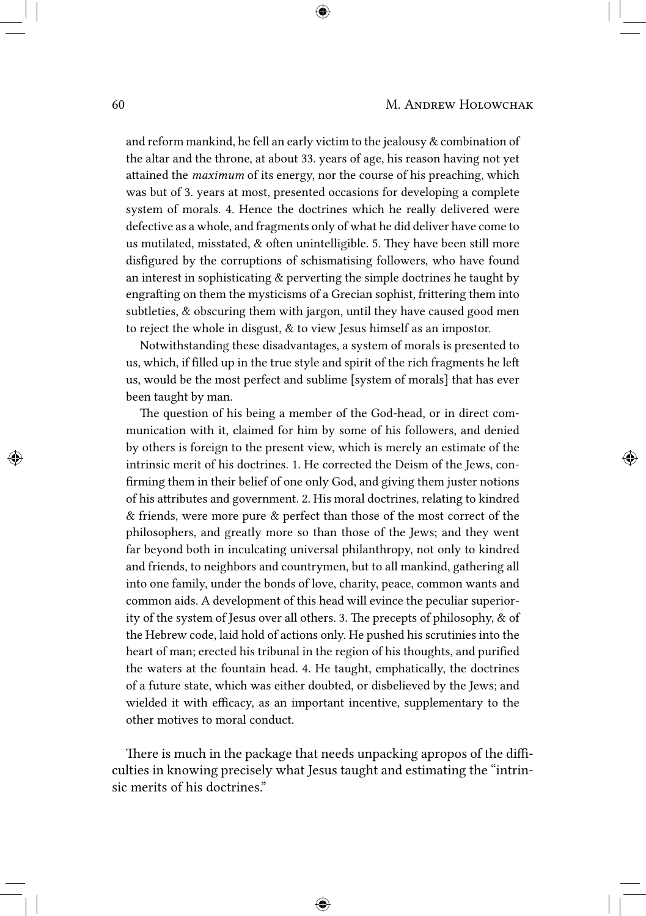and reform mankind, he fell an early victim to the jealousy & combination of the altar and the throne, at about 33. years of age, his reason having not yet attained the *maximum* of its energy, nor the course of his preaching, which was but of 3. years at most, presented occasions for developing a complete system of morals. 4. Hence the doctrines which he really delivered were defective as a whole, and fragments only of what he did deliver have come to us mutilated, misstated, & often unintelligible. 5. They have been still more disfigured by the corruptions of schismatising followers, who have found an interest in sophisticating & perverting the simple doctrines he taught by engrafting on them the mysticisms of a Grecian sophist, frittering them into subtleties, & obscuring them with jargon, until they have caused good men to reject the whole in disgust, & to view Jesus himself as an impostor.

> Notwithstanding these disadvantages, a system of morals is presented to us, which, if filled up in the true style and spirit of the rich fragments he left us, would be the most perfect and sublime [system of morals] that has ever been taught by man.
>
> The question of his being a member of the God-head, or in direct communication with it, claimed for him by some of his followers, and denied by others is foreign to the present view, which is merely an estimate of the intrinsic merit of his doctrines. 1. He corrected the Deism of the Jews, confirming them in their belief of one only God, and giving them juster notions of his attributes and government. 2. His moral doctrines, relating to kindred & friends, were more pure & perfect than those of the most correct of the philosophers, and greatly more so than those of the Jews; and they went far beyond both in inculcating universal philanthropy, not only to kindred and friends, to neighbors and countrymen, but to all mankind, gathering all into one family, under the bonds of love, charity, peace, common wants and common aids. A development of this head will evince the peculiar superiority of the system of Jesus over all others. 3. The precepts of philosophy, & of the Hebrew code, laid hold of actions only. He pushed his scrutinies into the heart of man; erected his tribunal in the region of his thoughts, and purified the waters at the fountain head. 4. He taught, emphatically, the doctrines of a future state, which was either doubted, or disbelieved by the Jews; and wielded it with efficacy, as an important incentive, supplementary to the other motives to moral conduct.

There is much in the package that needs unpacking apropos of the difficulties in knowing precisely what Jesus taught and estimating the "intrinsic merits of his doctrines."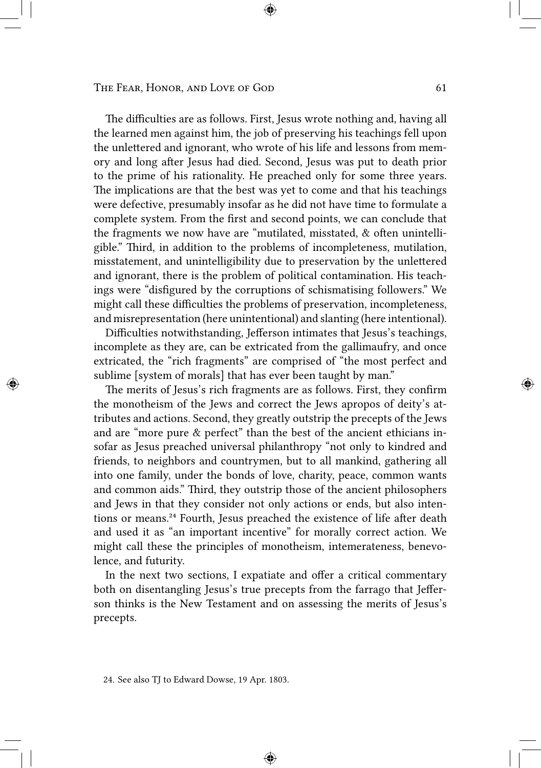The difficulties are as follows. First, Jesus wrote nothing and, having all the learned men against him, the job of preserving his teachings fell upon the unlettered and ignorant, who wrote of his life and lessons from memory and long after Jesus had died. Second, Jesus was put to death prior to the prime of his rationality. He preached only for some three years. The implications are that the best was yet to come and that his teachings were defective, presumably insofar as he did not have time to formulate a complete system. From the first and second points, we can conclude that the fragments we now have are "mutilated, misstated, & often unintelligible." Third, in addition to the problems of incompleteness, mutilation, misstatement, and unintelligibility due to preservation by the unlettered and ignorant, there is the problem of political contamination. His teachings were "disfigured by the corruptions of schismatising followers." We might call these difficulties the problems of preservation, incompleteness, and misrepresentation (here unintentional) and slanting (here intentional).

Difficulties notwithstanding, Jefferson intimates that Jesus's teachings, incomplete as they are, can be extricated from the gallimaufry, and once extricated, the "rich fragments" are comprised of "the most perfect and sublime [system of morals] that has ever been taught by man."

The merits of Jesus's rich fragments are as follows. First, they confirm the monotheism of the Jews and correct the Jews apropos of deity's attributes and actions. Second, they greatly outstrip the precepts of the Jews and are "more pure & perfect" than the best of the ancient ethicians insofar as Jesus preached universal philanthropy "not only to kindred and friends, to neighbors and countrymen, but to all mankind, gathering all into one family, under the bonds of love, charity, peace, common wants and common aids." Third, they outstrip those of the ancient philosophers and Jews in that they consider not only actions or ends, but also intentions or means.[24] Fourth, Jesus preached the existence of life after death and used it as "an important incentive" for morally correct action. We might call these the principles of monotheism, intemerateness, benevolence, and futurity.

In the next two sections, I expatiate and offer a critical commentary both on disentangling Jesus's true precepts from the farrago that Jefferson thinks is the New Testament and on assessing the merits of Jesus's precepts.

24. See also TJ to Edward Dowse, 19 Apr. 1803.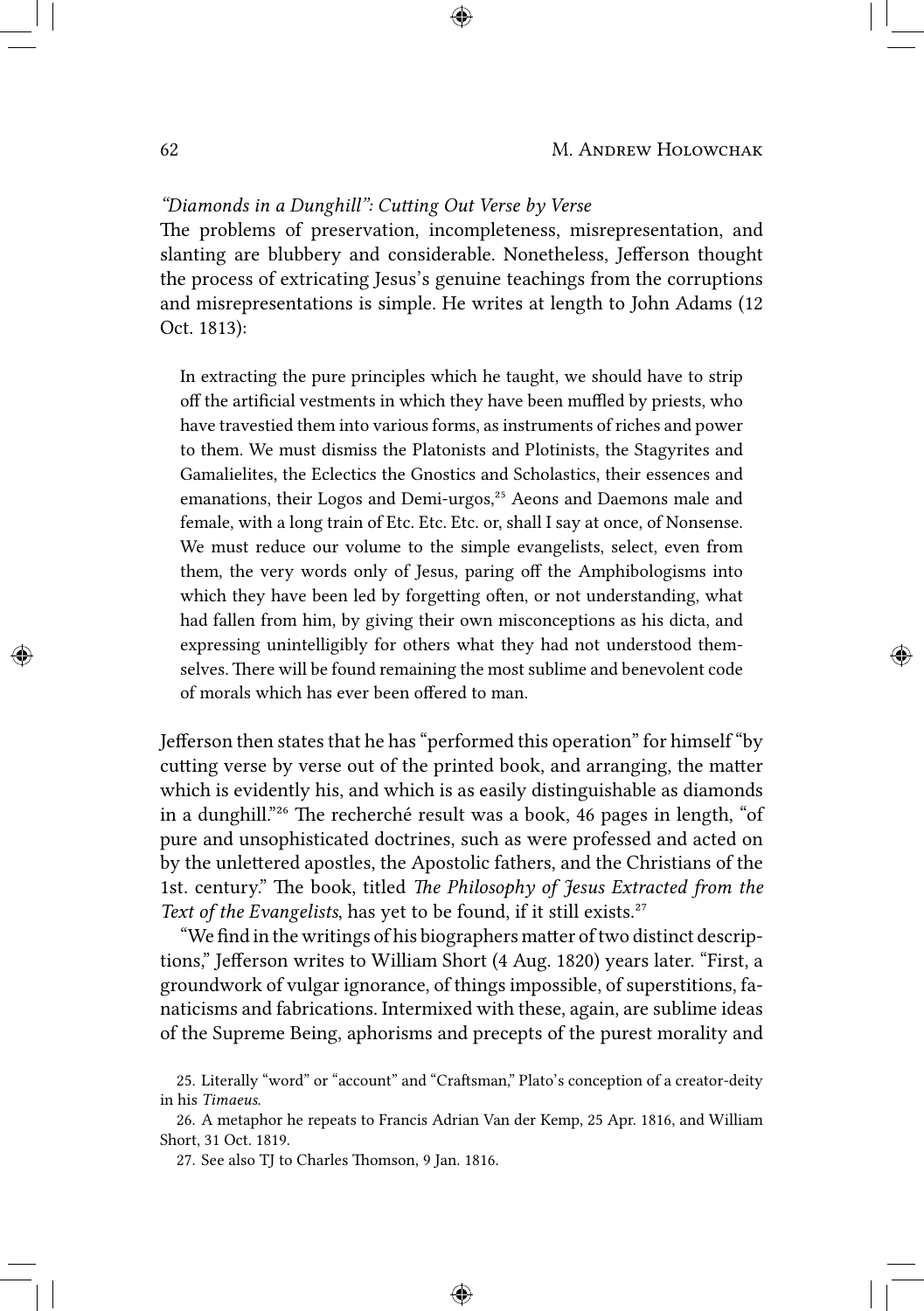*"Diamonds in a Dunghill": Cutting Out Verse by Verse*

The problems of preservation, incompleteness, misrepresentation, and slanting are blubbery and considerable. Nonetheless, Jefferson thought the process of extricating Jesus's genuine teachings from the corruptions and misrepresentations is simple. He writes at length to John Adams (12 Oct. 1813):

> In extracting the pure principles which he taught, we should have to strip off the artificial vestments in which they have been muffled by priests, who have travestied them into various forms, as instruments of riches and power to them. We must dismiss the Platonists and Plotinists, the Stagyrites and Gamalielites, the Eclectics the Gnostics and Scholastics, their essences and emanations, their Logos and Demi-urgos,[25] Aeons and Daemons male and female, with a long train of Etc. Etc. Etc. or, shall I say at once, of Nonsense. We must reduce our volume to the simple evangelists, select, even from them, the very words only of Jesus, paring off the Amphibologisms into which they have been led by forgetting often, or not understanding, what had fallen from him, by giving their own misconceptions as his dicta, and expressing unintelligibly for others what they had not understood themselves. There will be found remaining the most sublime and benevolent code of morals which has ever been offered to man.

Jefferson then states that he has "performed this operation" for himself "by cutting verse by verse out of the printed book, and arranging, the matter which is evidently his, and which is as easily distinguishable as diamonds in a dunghill."[26] The recherché result was a book, 46 pages in length, "of pure and unsophisticated doctrines, such as were professed and acted on by the unlettered apostles, the Apostolic fathers, and the Christians of the 1st. century." The book, titled *The Philosophy of Jesus Extracted from the Text of the Evangelists*, has yet to be found, if it still exists.[27]

"We find in the writings of his biographers matter of two distinct descriptions," Jefferson writes to William Short (4 Aug. 1820) years later. "First, a groundwork of vulgar ignorance, of things impossible, of superstitions, fanaticisms and fabrications. Intermixed with these, again, are sublime ideas of the Supreme Being, aphorisms and precepts of the purest morality and

25. Literally "word" or "account" and "Craftsman," Plato's conception of a creator-deity in his *Timaeus*.

26. A metaphor he repeats to Francis Adrian Van der Kemp, 25 Apr. 1816, and William Short, 31 Oct. 1819.

27. See also TJ to Charles Thomson, 9 Jan. 1816.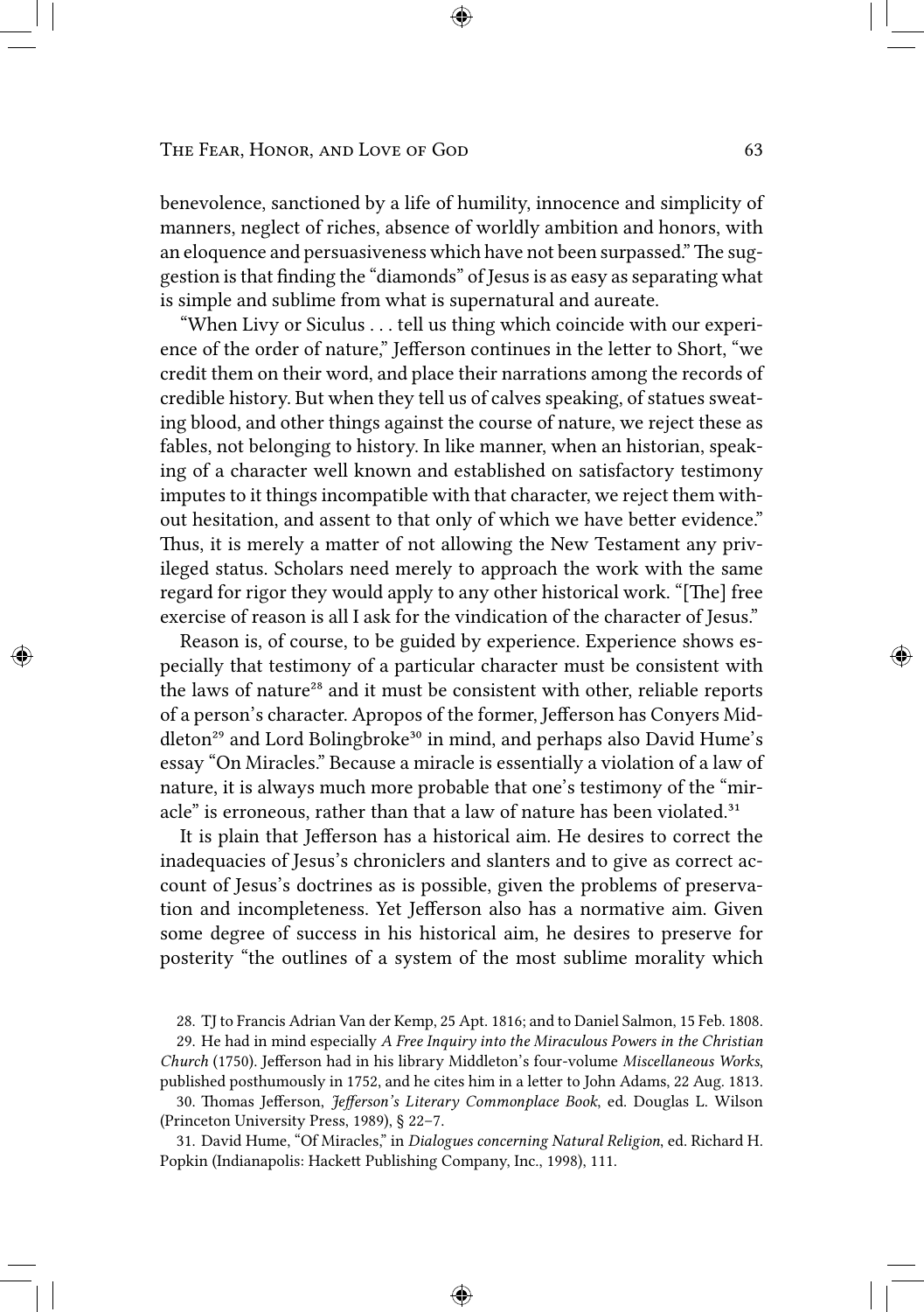benevolence, sanctioned by a life of humility, innocence and simplicity of manners, neglect of riches, absence of worldly ambition and honors, with an eloquence and persuasiveness which have not been surpassed." The suggestion is that finding the "diamonds" of Jesus is as easy as separating what is simple and sublime from what is supernatural and aureate.

"When Livy or Siculus . . . tell us thing which coincide with our experience of the order of nature," Jefferson continues in the letter to Short, "we credit them on their word, and place their narrations among the records of credible history. But when they tell us of calves speaking, of statues sweating blood, and other things against the course of nature, we reject these as fables, not belonging to history. In like manner, when an historian, speaking of a character well known and established on satisfactory testimony imputes to it things incompatible with that character, we reject them without hesitation, and assent to that only of which we have better evidence." Thus, it is merely a matter of not allowing the New Testament any privileged status. Scholars need merely to approach the work with the same regard for rigor they would apply to any other historical work. "[The] free exercise of reason is all I ask for the vindication of the character of Jesus."

Reason is, of course, to be guided by experience. Experience shows especially that testimony of a particular character must be consistent with the laws of nature[28] and it must be consistent with other, reliable reports of a person's character. Apropos of the former, Jefferson has Conyers Middleton[29] and Lord Bolingbroke[30] in mind, and perhaps also David Hume's essay "On Miracles." Because a miracle is essentially a violation of a law of nature, it is always much more probable that one's testimony of the "miracle" is erroneous, rather than that a law of nature has been violated.[31]

It is plain that Jefferson has a historical aim. He desires to correct the inadequacies of Jesus's chroniclers and slanters and to give as correct account of Jesus's doctrines as is possible, given the problems of preservation and incompleteness. Yet Jefferson also has a normative aim. Given some degree of success in his historical aim, he desires to preserve for posterity "the outlines of a system of the most sublime morality which

28. TJ to Francis Adrian Van der Kemp, 25 Apt. 1816; and to Daniel Salmon, 15 Feb. 1808.

29. He had in mind especially *A Free Inquiry into the Miraculous Powers in the Christian Church* (1750). Jefferson had in his library Middleton's four-volume *Miscellaneous Works*, published posthumously in 1752, and he cites him in a letter to John Adams, 22 Aug. 1813.

30. Thomas Jefferson, *Jefferson's Literary Commonplace Book*, ed. Douglas L. Wilson (Princeton University Press, 1989), § 22–7.

31. David Hume, "Of Miracles," in *Dialogues concerning Natural Religion*, ed. Richard H. Popkin (Indianapolis: Hackett Publishing Company, Inc., 1998), 111.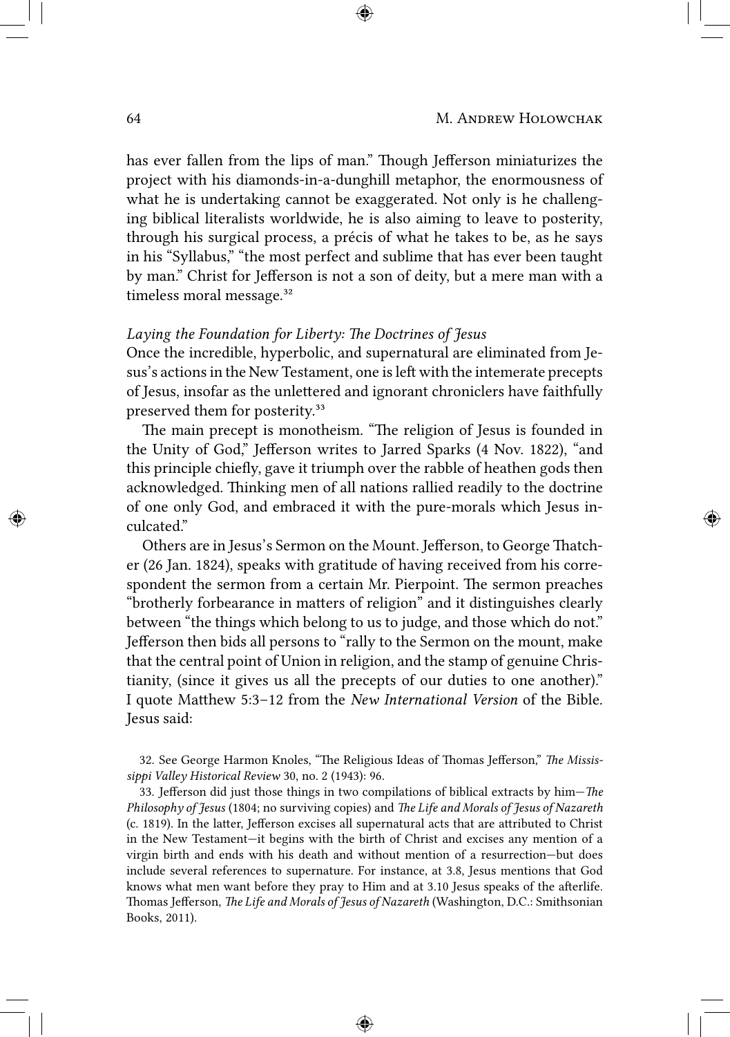has ever fallen from the lips of man." Though Jefferson miniaturizes the project with his diamonds-in-a-dunghill metaphor, the enormousness of what he is undertaking cannot be exaggerated. Not only is he challenging biblical literalists worldwide, he is also aiming to leave to posterity, through his surgical process, a précis of what he takes to be, as he says in his "Syllabus," "the most perfect and sublime that has ever been taught by man." Christ for Jefferson is not a son of deity, but a mere man with a timeless moral message.[32]

*Laying the Foundation for Liberty: The Doctrines of Jesus*

Once the incredible, hyperbolic, and supernatural are eliminated from Jesus's actions in the New Testament, one is left with the intemerate precepts of Jesus, insofar as the unlettered and ignorant chroniclers have faithfully preserved them for posterity.[33]

The main precept is monotheism. "The religion of Jesus is founded in the Unity of God," Jefferson writes to Jarred Sparks (4 Nov. 1822), "and this principle chiefly, gave it triumph over the rabble of heathen gods then acknowledged. Thinking men of all nations rallied readily to the doctrine of one only God, and embraced it with the pure-morals which Jesus inculcated."

Others are in Jesus's Sermon on the Mount. Jefferson, to George Thatcher (26 Jan. 1824), speaks with gratitude of having received from his correspondent the sermon from a certain Mr. Pierpoint. The sermon preaches "brotherly forbearance in matters of religion" and it distinguishes clearly between "the things which belong to us to judge, and those which do not." Jefferson then bids all persons to "rally to the Sermon on the mount, make that the central point of Union in religion, and the stamp of genuine Christianity, (since it gives us all the precepts of our duties to one another)." I quote Matthew 5:3–12 from the *New International Version* of the Bible. Jesus said:

32. See George Harmon Knoles, "The Religious Ideas of Thomas Jefferson," *The Mississippi Valley Historical Review* 30, no. 2 (1943): 96.

33. Jefferson did just those things in two compilations of biblical extracts by him—*The Philosophy of Jesus* (1804; no surviving copies) and *The Life and Morals of Jesus of Nazareth* (c. 1819). In the latter, Jefferson excises all supernatural acts that are attributed to Christ in the New Testament—it begins with the birth of Christ and excises any mention of a virgin birth and ends with his death and without mention of a resurrection—but does include several references to supernature. For instance, at 3.8, Jesus mentions that God knows what men want before they pray to Him and at 3.10 Jesus speaks of the afterlife. Thomas Jefferson, *The Life and Morals of Jesus of Nazareth* (Washington, D.C.: Smithsonian Books, 2011).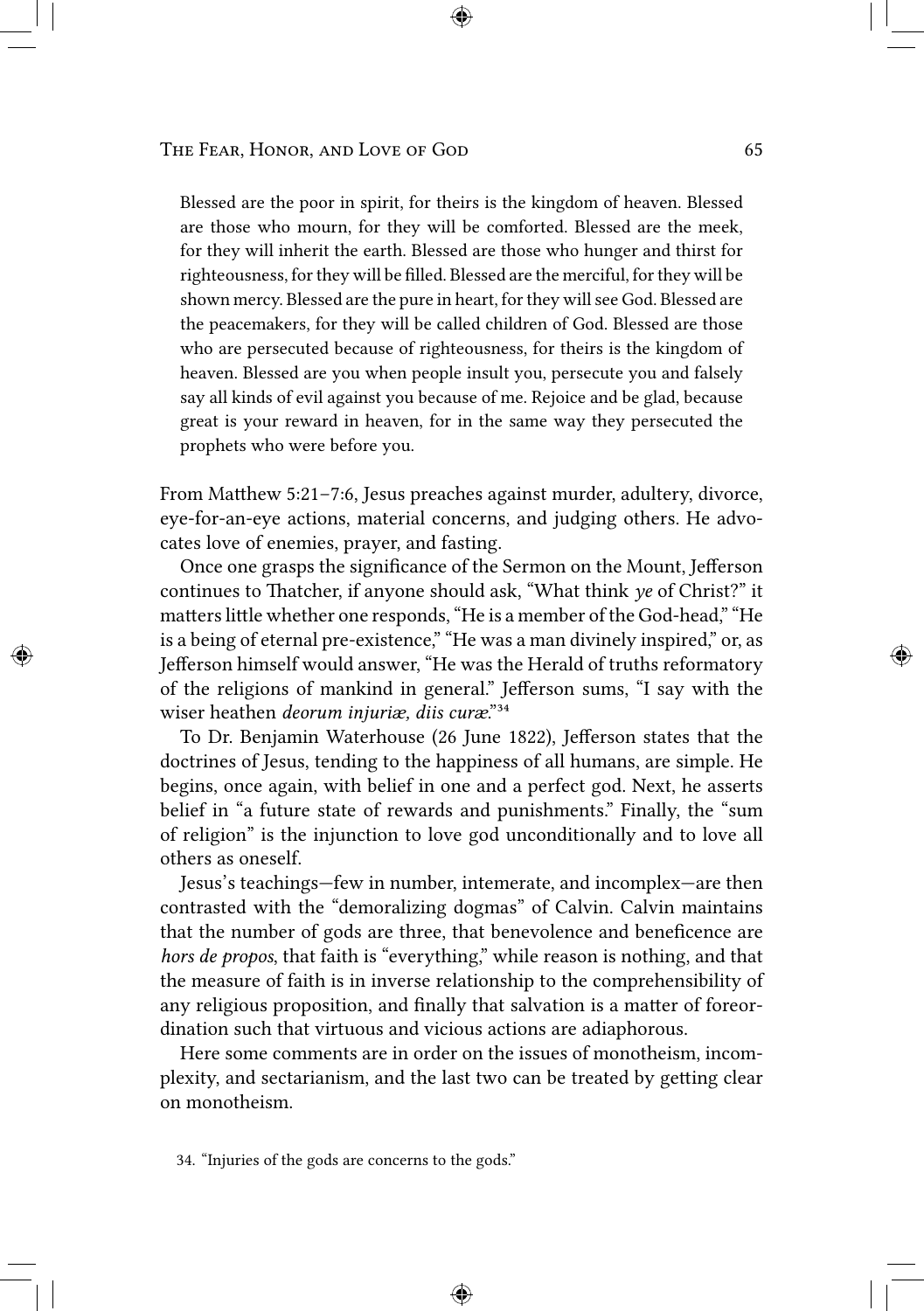> Blessed are the poor in spirit, for theirs is the kingdom of heaven. Blessed are those who mourn, for they will be comforted. Blessed are the meek, for they will inherit the earth. Blessed are those who hunger and thirst for righteousness, for they will be filled. Blessed are the merciful, for they will be shown mercy. Blessed are the pure in heart, for they will see God. Blessed are the peacemakers, for they will be called children of God. Blessed are those who are persecuted because of righteousness, for theirs is the kingdom of heaven. Blessed are you when people insult you, persecute you and falsely say all kinds of evil against you because of me. Rejoice and be glad, because great is your reward in heaven, for in the same way they persecuted the prophets who were before you.

From Matthew 5:21–7:6, Jesus preaches against murder, adultery, divorce, eye-for-an-eye actions, material concerns, and judging others. He advocates love of enemies, prayer, and fasting.

Once one grasps the significance of the Sermon on the Mount, Jefferson continues to Thatcher, if anyone should ask, "What think *ye* of Christ?" it matters little whether one responds, "He is a member of the God-head," "He is a being of eternal pre-existence," "He was a man divinely inspired," or, as Jefferson himself would answer, "He was the Herald of truths reformatory of the religions of mankind in general." Jefferson sums, "I say with the wiser heathen *deorum injuriæ, diis curæ*."[34]

To Dr. Benjamin Waterhouse (26 June 1822), Jefferson states that the doctrines of Jesus, tending to the happiness of all humans, are simple. He begins, once again, with belief in one and a perfect god. Next, he asserts belief in "a future state of rewards and punishments." Finally, the "sum of religion" is the injunction to love god unconditionally and to love all others as oneself.

Jesus's teachings—few in number, intemerate, and incomplex—are then contrasted with the "demoralizing dogmas" of Calvin. Calvin maintains that the number of gods are three, that benevolence and beneficence are *hors de propos*, that faith is "everything," while reason is nothing, and that the measure of faith is in inverse relationship to the comprehensibility of any religious proposition, and finally that salvation is a matter of foreordination such that virtuous and vicious actions are adiaphorous.

Here some comments are in order on the issues of monotheism, incomplexity, and sectarianism, and the last two can be treated by getting clear on monotheism.

34. "Injuries of the gods are concerns to the gods."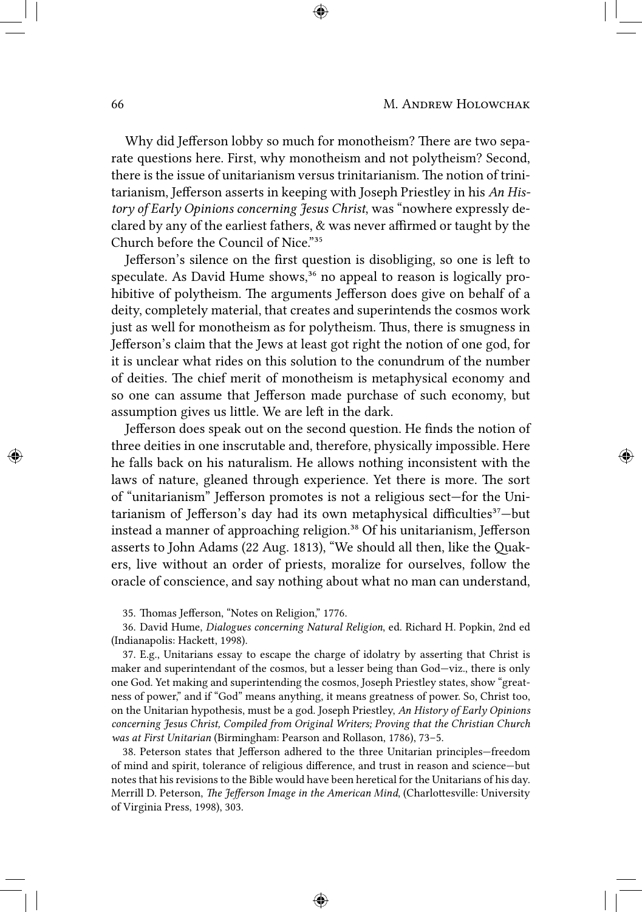Why did Jefferson lobby so much for monotheism? There are two separate questions here. First, why monotheism and not polytheism? Second, there is the issue of unitarianism versus trinitarianism. The notion of trinitarianism, Jefferson asserts in keeping with Joseph Priestley in his *An History of Early Opinions concerning Jesus Christ*, was "nowhere expressly declared by any of the earliest fathers, & was never affirmed or taught by the Church before the Council of Nice."[35]

Jefferson's silence on the first question is disobliging, so one is left to speculate. As David Hume shows,[36] no appeal to reason is logically prohibitive of polytheism. The arguments Jefferson does give on behalf of a deity, completely material, that creates and superintends the cosmos work just as well for monotheism as for polytheism. Thus, there is smugness in Jefferson's claim that the Jews at least got right the notion of one god, for it is unclear what rides on this solution to the conundrum of the number of deities. The chief merit of monotheism is metaphysical economy and so one can assume that Jefferson made purchase of such economy, but assumption gives us little. We are left in the dark.

Jefferson does speak out on the second question. He finds the notion of three deities in one inscrutable and, therefore, physically impossible. Here he falls back on his naturalism. He allows nothing inconsistent with the laws of nature, gleaned through experience. Yet there is more. The sort of "unitarianism" Jefferson promotes is not a religious sect—for the Unitarianism of Jefferson's day had its own metaphysical difficulties[37]—but instead a manner of approaching religion.[38] Of his unitarianism, Jefferson asserts to John Adams (22 Aug. 1813), "We should all then, like the Quakers, live without an order of priests, moralize for ourselves, follow the oracle of conscience, and say nothing about what no man can understand,

35. Thomas Jefferson, "Notes on Religion," 1776.

36. David Hume, *Dialogues concerning Natural Religion*, ed. Richard H. Popkin, 2nd ed (Indianapolis: Hackett, 1998).

37. E.g., Unitarians essay to escape the charge of idolatry by asserting that Christ is maker and superintendant of the cosmos, but a lesser being than God—viz., there is only one God. Yet making and superintending the cosmos, Joseph Priestley states, show "greatness of power," and if "God" means anything, it means greatness of power. So, Christ too, on the Unitarian hypothesis, must be a god. Joseph Priestley, *An History of Early Opinions concerning Jesus Christ, Compiled from Original Writers; Proving that the Christian Church was at First Unitarian* (Birmingham: Pearson and Rollason, 1786), 73–5.

38. Peterson states that Jefferson adhered to the three Unitarian principles—freedom of mind and spirit, tolerance of religious difference, and trust in reason and science—but notes that his revisions to the Bible would have been heretical for the Unitarians of his day. Merrill D. Peterson, *The Jefferson Image in the American Mind*, (Charlottesville: University of Virginia Press, 1998), 303.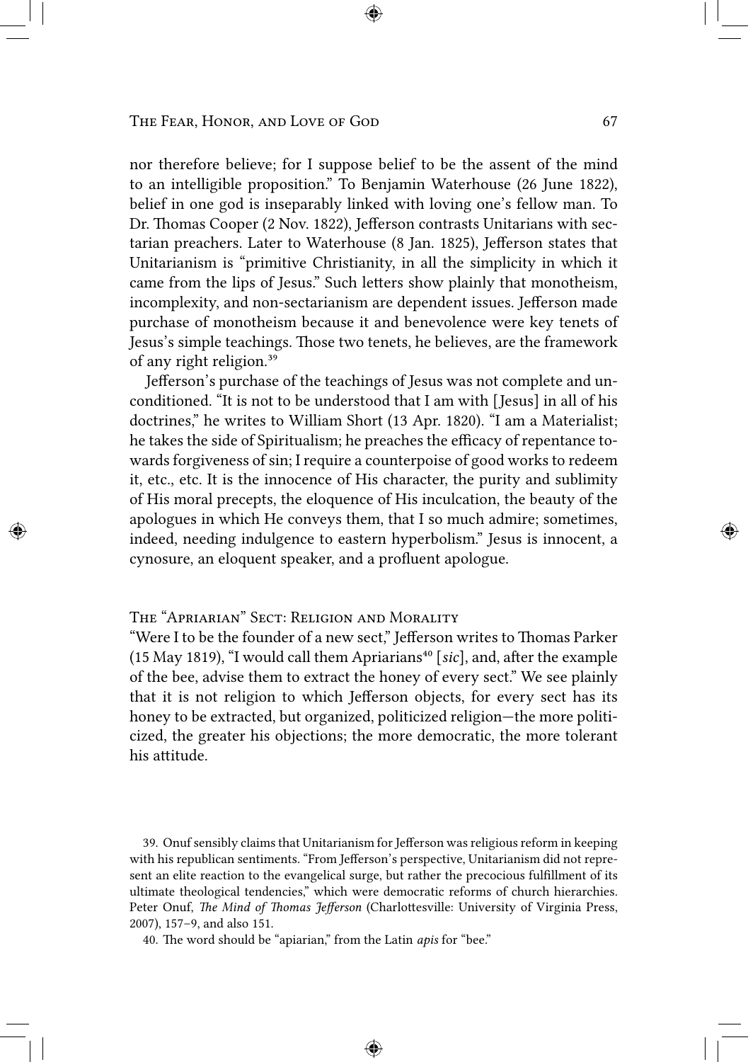nor therefore believe; for I suppose belief to be the assent of the mind to an intelligible proposition." To Benjamin Waterhouse (26 June 1822), belief in one god is inseparably linked with loving one's fellow man. To Dr. Thomas Cooper (2 Nov. 1822), Jefferson contrasts Unitarians with sectarian preachers. Later to Waterhouse (8 Jan. 1825), Jefferson states that Unitarianism is "primitive Christianity, in all the simplicity in which it came from the lips of Jesus." Such letters show plainly that monotheism, incomplexity, and non-sectarianism are dependent issues. Jefferson made purchase of monotheism because it and benevolence were key tenets of Jesus's simple teachings. Those two tenets, he believes, are the framework of any right religion.[39]

Jefferson's purchase of the teachings of Jesus was not complete and unconditioned. "It is not to be understood that I am with [Jesus] in all of his doctrines," he writes to William Short (13 Apr. 1820). "I am a Materialist; he takes the side of Spiritualism; he preaches the efficacy of repentance towards forgiveness of sin; I require a counterpoise of good works to redeem it, etc., etc. It is the innocence of His character, the purity and sublimity of His moral precepts, the eloquence of His inculcation, the beauty of the apologues in which He conveys them, that I so much admire; sometimes, indeed, needing indulgence to eastern hyperbolism." Jesus is innocent, a cynosure, an eloquent speaker, and a profluent apologue.

## The "Aprarian" Sect: Religion and Morality

"Were I to be the founder of a new sect," Jefferson writes to Thomas Parker (15 May 1819), "I would call them Aprarians[40] [*sic*], and, after the example of the bee, advise them to extract the honey of every sect." We see plainly that it is not religion to which Jefferson objects, for every sect has its honey to be extracted, but organized, politicized religion—the more politicized, the greater his objections; the more democratic, the more tolerant his attitude.

39. Onuf sensibly claims that Unitarianism for Jefferson was religious reform in keeping with his republican sentiments. "From Jefferson's perspective, Unitarianism did not represent an elite reaction to the evangelical surge, but rather the precocious fulfillment of its ultimate theological tendencies," which were democratic reforms of church hierarchies. Peter Onuf, *The Mind of Thomas Jefferson* (Charlottesville: University of Virginia Press, 2007), 157–9, and also 151.

40. The word should be "apiarian," from the Latin *apis* for "bee."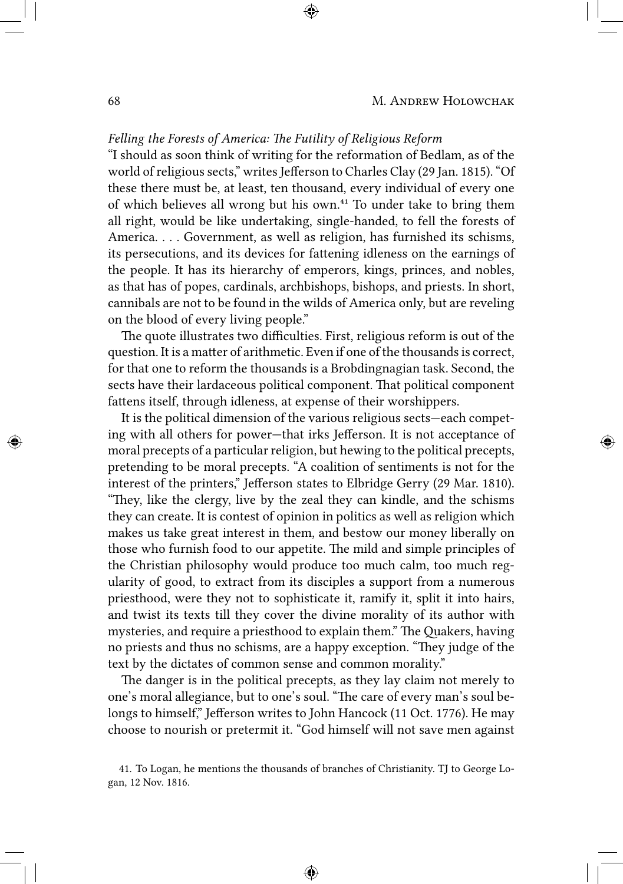*Felling the Forests of America: The Futility of Religious Reform*

"I should as soon think of writing for the reformation of Bedlam, as of the world of religious sects," writes Jefferson to Charles Clay (29 Jan. 1815). "Of these there must be, at least, ten thousand, every individual of every one of which believes all wrong but his own.[41] To under take to bring them all right, would be like undertaking, single-handed, to fell the forests of America. . . . Government, as well as religion, has furnished its schisms, its persecutions, and its devices for fattening idleness on the earnings of the people. It has its hierarchy of emperors, kings, princes, and nobles, as that has of popes, cardinals, archbishops, bishops, and priests. In short, cannibals are not to be found in the wilds of America only, but are reveling on the blood of every living people."

The quote illustrates two difficulties. First, religious reform is out of the question. It is a matter of arithmetic. Even if one of the thousands is correct, for that one to reform the thousands is a Brobdingnagian task. Second, the sects have their lardaceous political component. That political component fattens itself, through idleness, at expense of their worshippers.

It is the political dimension of the various religious sects—each competing with all others for power—that irks Jefferson. It is not acceptance of moral precepts of a particular religion, but hewing to the political precepts, pretending to be moral precepts. "A coalition of sentiments is not for the interest of the printers," Jefferson states to Elbridge Gerry (29 Mar. 1810). "They, like the clergy, live by the zeal they can kindle, and the schisms they can create. It is contest of opinion in politics as well as religion which makes us take great interest in them, and bestow our money liberally on those who furnish food to our appetite. The mild and simple principles of the Christian philosophy would produce too much calm, too much regularity of good, to extract from its disciples a support from a numerous priesthood, were they not to sophisticate it, ramify it, split it into hairs, and twist its texts till they cover the divine morality of its author with mysteries, and require a priesthood to explain them." The Quakers, having no priests and thus no schisms, are a happy exception. "They judge of the text by the dictates of common sense and common morality."

The danger is in the political precepts, as they lay claim not merely to one's moral allegiance, but to one's soul. "The care of every man's soul belongs to himself," Jefferson writes to John Hancock (11 Oct. 1776). He may choose to nourish or pretermit it. "God himself will not save men against

41. To Logan, he mentions the thousands of branches of Christianity. TJ to George Logan, 12 Nov. 1816.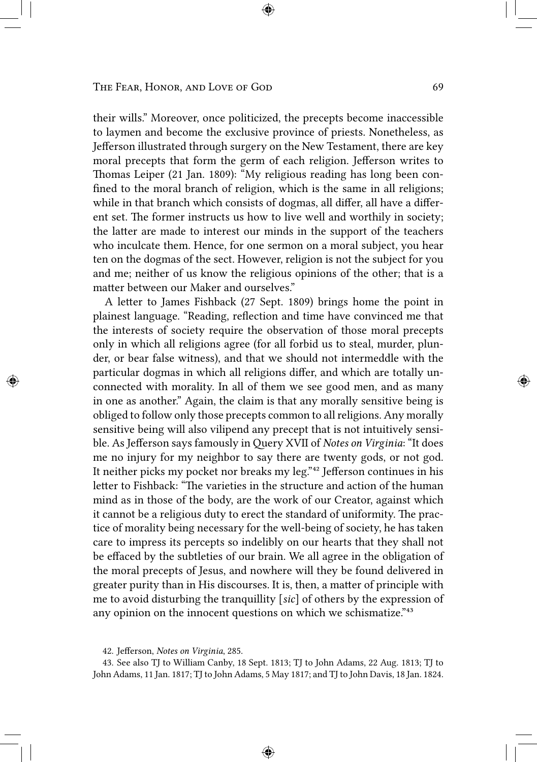their wills." Moreover, once politicized, the precepts become inaccessible to laymen and become the exclusive province of priests. Nonetheless, as Jefferson illustrated through surgery on the New Testament, there are key moral precepts that form the germ of each religion. Jefferson writes to Thomas Leiper (21 Jan. 1809): "My religious reading has long been confined to the moral branch of religion, which is the same in all religions; while in that branch which consists of dogmas, all differ, all have a different set. The former instructs us how to live well and worthily in society; the latter are made to interest our minds in the support of the teachers who inculcate them. Hence, for one sermon on a moral subject, you hear ten on the dogmas of the sect. However, religion is not the subject for you and me; neither of us know the religious opinions of the other; that is a matter between our Maker and ourselves."

A letter to James Fishback (27 Sept. 1809) brings home the point in plainest language. "Reading, reflection and time have convinced me that the interests of society require the observation of those moral precepts only in which all religions agree (for all forbid us to steal, murder, plunder, or bear false witness), and that we should not intermeddle with the particular dogmas in which all religions differ, and which are totally unconnected with morality. In all of them we see good men, and as many in one as another." Again, the claim is that any morally sensitive being is obliged to follow only those precepts common to all religions. Any morally sensitive being will also vilipend any precept that is not intuitively sensible. As Jefferson says famously in Query XVII of *Notes on Virginia*: "It does me no injury for my neighbor to say there are twenty gods, or not god. It neither picks my pocket nor breaks my leg."[42] Jefferson continues in his letter to Fishback: "The varieties in the structure and action of the human mind as in those of the body, are the work of our Creator, against which it cannot be a religious duty to erect the standard of uniformity. The practice of morality being necessary for the well-being of society, he has taken care to impress its percepts so indelibly on our hearts that they shall not be effaced by the subtleties of our brain. We all agree in the obligation of the moral precepts of Jesus, and nowhere will they be found delivered in greater purity than in His discourses. It is, then, a matter of principle with me to avoid disturbing the tranquillity [*sic*] of others by the expression of any opinion on the innocent questions on which we schismatize."[43]

42. Jefferson, *Notes on Virginia*, 285.

43. See also TJ to William Canby, 18 Sept. 1813; TJ to John Adams, 22 Aug. 1813; TJ to John Adams, 11 Jan. 1817; TJ to John Adams, 5 May 1817; and TJ to John Davis, 18 Jan. 1824.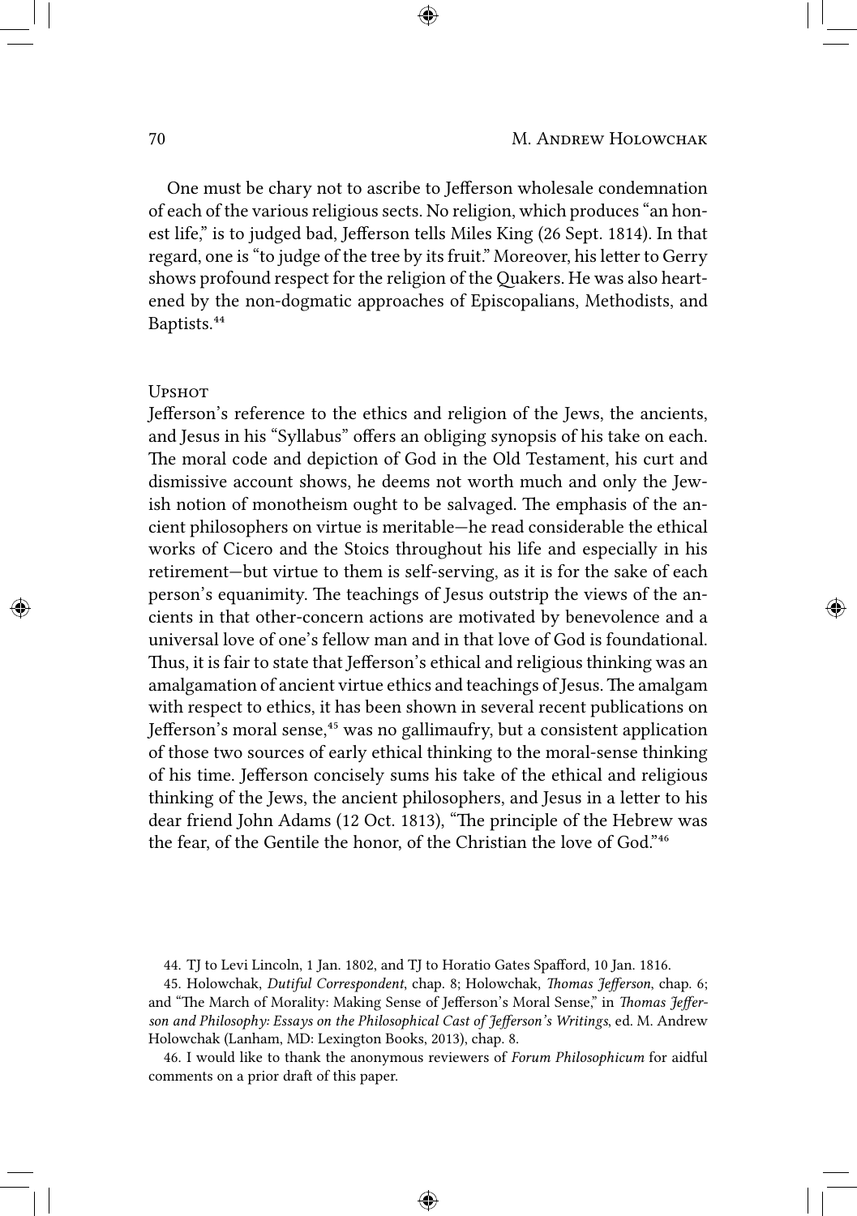One must be chary not to ascribe to Jefferson wholesale condemnation of each of the various religious sects. No religion, which produces "an honest life," is to judged bad, Jefferson tells Miles King (26 Sept. 1814). In that regard, one is "to judge of the tree by its fruit." Moreover, his letter to Gerry shows profound respect for the religion of the Quakers. He was also heartened by the non-dogmatic approaches of Episcopalians, Methodists, and Baptists.[44]

### Upshot

Jefferson's reference to the ethics and religion of the Jews, the ancients, and Jesus in his "Syllabus" offers an obliging synopsis of his take on each. The moral code and depiction of God in the Old Testament, his curt and dismissive account shows, he deems not worth much and only the Jewish notion of monotheism ought to be salvaged. The emphasis of the ancient philosophers on virtue is meritable—he read considerable the ethical works of Cicero and the Stoics throughout his life and especially in his retirement—but virtue to them is self-serving, as it is for the sake of each person's equanimity. The teachings of Jesus outstrip the views of the ancients in that other-concern actions are motivated by benevolence and a universal love of one's fellow man and in that love of God is foundational. Thus, it is fair to state that Jefferson's ethical and religious thinking was an amalgamation of ancient virtue ethics and teachings of Jesus. The amalgam with respect to ethics, it has been shown in several recent publications on Jefferson's moral sense,[45] was no gallimaufry, but a consistent application of those two sources of early ethical thinking to the moral-sense thinking of his time. Jefferson concisely sums his take of the ethical and religious thinking of the Jews, the ancient philosophers, and Jesus in a letter to his dear friend John Adams (12 Oct. 1813), "The principle of the Hebrew was the fear, of the Gentile the honor, of the Christian the love of God."[46]

---

44. TJ to Levi Lincoln, 1 Jan. 1802, and TJ to Horatio Gates Spafford, 10 Jan. 1816.

45. Holowchak, *Dutiful Correspondent*, chap. 8; Holowchak, *Thomas Jefferson*, chap. 6; and "The March of Morality: Making Sense of Jefferson's Moral Sense," in *Thomas Jefferson and Philosophy: Essays on the Philosophical Cast of Jefferson's Writings*, ed. M. Andrew Holowchak (Lanham, MD: Lexington Books, 2013), chap. 8.

46. I would like to thank the anonymous reviewers of *Forum Philosophicum* for aidful comments on a prior draft of this paper.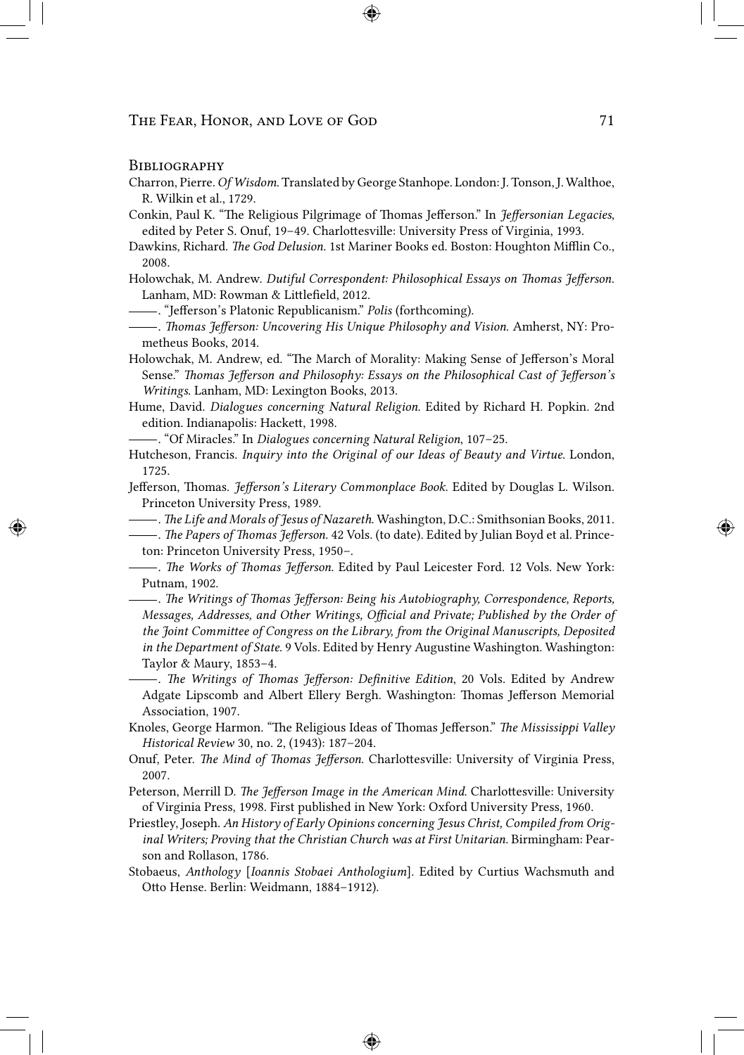## Bibliography

Charron, Pierre. *Of Wisdom*. Translated by George Stanhope. London: J. Tonson, J. Walthoe, R. Wilkin et al., 1729.

Conkin, Paul K. "The Religious Pilgrimage of Thomas Jefferson." In *Jeffersonian Legacies*, edited by Peter S. Onuf, 19–49. Charlottesville: University Press of Virginia, 1993.

Dawkins, Richard. *The God Delusion*. 1st Mariner Books ed. Boston: Houghton Mifflin Co., 2008.

Holowchak, M. Andrew. *Dutiful Correspondent: Philosophical Essays on Thomas Jefferson*. Lanham, MD: Rowman & Littlefield, 2012.

———. "Jefferson's Platonic Republicanism." *Polis* (forthcoming).

———. *Thomas Jefferson: Uncovering His Unique Philosophy and Vision*. Amherst, NY: Prometheus Books, 2014.

Holowchak, M. Andrew, ed. "The March of Morality: Making Sense of Jefferson's Moral Sense." *Thomas Jefferson and Philosophy: Essays on the Philosophical Cast of Jefferson's Writings*. Lanham, MD: Lexington Books, 2013.

Hume, David. *Dialogues concerning Natural Religion*. Edited by Richard H. Popkin. 2nd edition. Indianapolis: Hackett, 1998.

———. "Of Miracles." In *Dialogues concerning Natural Religion*, 107–25.

Hutcheson, Francis. *Inquiry into the Original of our Ideas of Beauty and Virtue*. London, 1725.

Jefferson, Thomas. *Jefferson's Literary Commonplace Book*. Edited by Douglas L. Wilson. Princeton University Press, 1989.

———. *The Life and Morals of Jesus of Nazareth*. Washington, D.C.: Smithsonian Books, 2011.

———. *The Papers of Thomas Jefferson*. 42 Vols. (to date). Edited by Julian Boyd et al. Princeton: Princeton University Press, 1950–.

———. *The Works of Thomas Jefferson*. Edited by Paul Leicester Ford. 12 Vols. New York: Putnam, 1902.

———. *The Writings of Thomas Jefferson: Being his Autobiography, Correspondence, Reports, Messages, Addresses, and Other Writings, Official and Private; Published by the Order of the Joint Committee of Congress on the Library, from the Original Manuscripts, Deposited in the Department of State*. 9 Vols. Edited by Henry Augustine Washington. Washington: Taylor & Maury, 1853–4.

———. *The Writings of Thomas Jefferson: Definitive Edition*, 20 Vols. Edited by Andrew Adgate Lipscomb and Albert Ellery Bergh. Washington: Thomas Jefferson Memorial Association, 1907.

Knoles, George Harmon. "The Religious Ideas of Thomas Jefferson." *The Mississippi Valley Historical Review* 30, no. 2, (1943): 187–204.

Onuf, Peter. *The Mind of Thomas Jefferson*. Charlottesville: University of Virginia Press, 2007.

Peterson, Merrill D. *The Jefferson Image in the American Mind*. Charlottesville: University of Virginia Press, 1998. First published in New York: Oxford University Press, 1960.

Priestley, Joseph. *An History of Early Opinions concerning Jesus Christ, Compiled from Original Writers; Proving that the Christian Church was at First Unitarian*. Birmingham: Pearson and Rollason, 1786.

Stobaeus, *Anthology* [*Ioannis Stobaei Anthologium*]. Edited by Curtius Wachsmuth and Otto Hense. Berlin: Weidmann, 1884–1912).